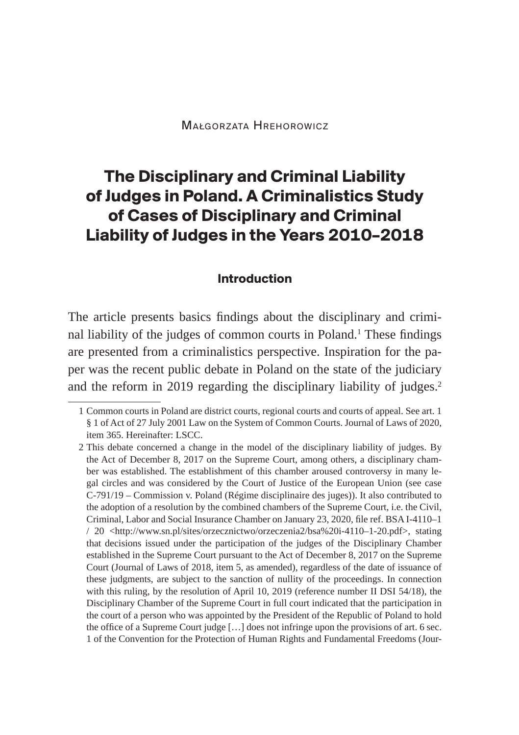Małgorzata Hrehorowicz

# The Disciplinary and Criminal Liability of Judges in Poland. A Criminalistics Study of Cases of Disciplinary and Criminal Liability of Judges in the Years 2010–2018

## Introduction

The article presents basics findings about the disciplinary and criminal liability of the judges of common courts in Poland.[1] These findings are presented from a criminalistics perspective. Inspiration for the paper was the recent public debate in Poland on the state of the judiciary and the reform in 2019 regarding the disciplinary liability of judges.[2]

---

1 Common courts in Poland are district courts, regional courts and courts of appeal. See art. 1 § 1 of Act of 27 July 2001 Law on the System of Common Courts. Journal of Laws of 2020, item 365. Hereinafter: LSCC.

2 This debate concerned a change in the model of the disciplinary liability of judges. By the Act of December 8, 2017 on the Supreme Court, among others, a disciplinary chamber was established. The establishment of this chamber aroused controversy in many legal circles and was considered by the Court of Justice of the European Union (see case C-791/19 – Commission v. Poland (Régime disciplinaire des juges)). It also contributed to the adoption of a resolution by the combined chambers of the Supreme Court, i.e. the Civil, Criminal, Labor and Social Insurance Chamber on January 23, 2020, file ref. BSA I-4110–1 / 20 <http://www.sn.pl/sites/orzecznictwo/orzeczenia2/bsa%20i-4110–1-20.pdf>, stating that decisions issued under the participation of the judges of the Disciplinary Chamber established in the Supreme Court pursuant to the Act of December 8, 2017 on the Supreme Court (Journal of Laws of 2018, item 5, as amended), regardless of the date of issuance of these judgments, are subject to the sanction of nullity of the proceedings. In connection with this ruling, by the resolution of April 10, 2019 (reference number II DSI 54/18), the Disciplinary Chamber of the Supreme Court in full court indicated that the participation in the court of a person who was appointed by the President of the Republic of Poland to hold the office of a Supreme Court judge […] does not infringe upon the provisions of art. 6 sec. 1 of the Convention for the Protection of Human Rights and Fundamental Freedoms (Jour-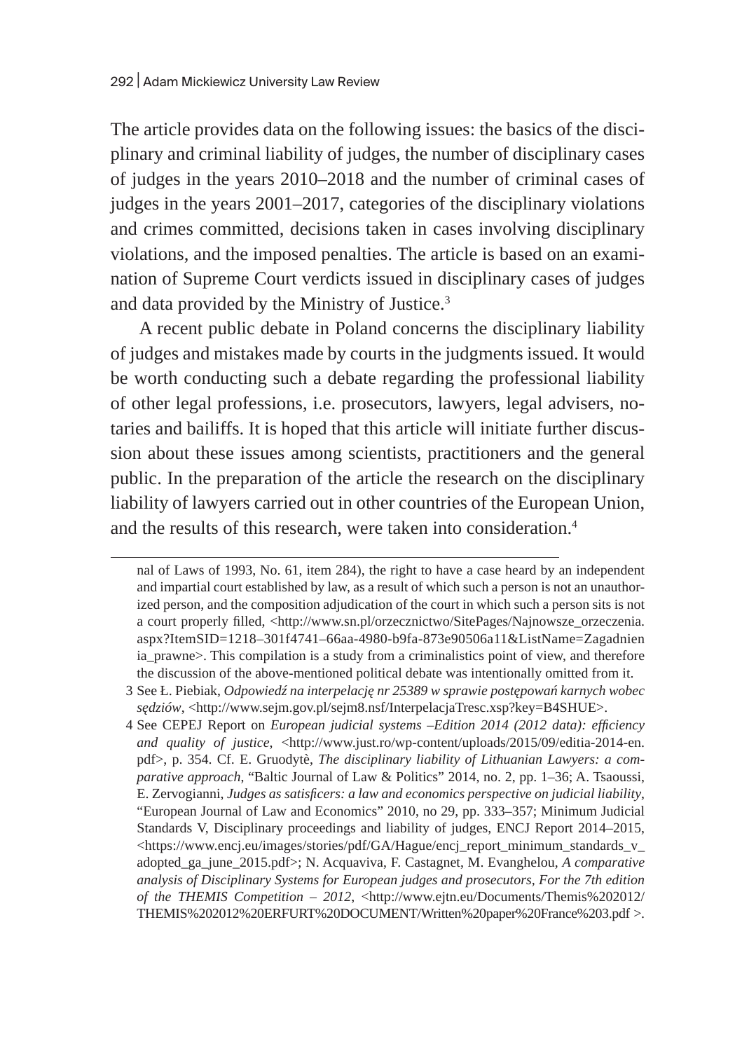The article provides data on the following issues: the basics of the disciplinary and criminal liability of judges, the number of disciplinary cases of judges in the years 2010–2018 and the number of criminal cases of judges in the years 2001–2017, categories of the disciplinary violations and crimes committed, decisions taken in cases involving disciplinary violations, and the imposed penalties. The article is based on an examination of Supreme Court verdicts issued in disciplinary cases of judges and data provided by the Ministry of Justice.[3]

A recent public debate in Poland concerns the disciplinary liability of judges and mistakes made by courts in the judgments issued. It would be worth conducting such a debate regarding the professional liability of other legal professions, i.e. prosecutors, lawyers, legal advisers, notaries and bailiffs. It is hoped that this article will initiate further discussion about these issues among scientists, practitioners and the general public. In the preparation of the article the research on the disciplinary liability of lawyers carried out in other countries of the European Union, and the results of this research, were taken into consideration.[4]

---

nal of Laws of 1993, No. 61, item 284), the right to have a case heard by an independent and impartial court established by law, as a result of which such a person is not an unauthorized person, and the composition adjudication of the court in which such a person sits is not a court properly filled, <http://www.sn.pl/orzecznictwo/SitePages/Najnowsze_orzeczenia.aspx?ItemSID=1218–301f4741–66aa-4980-b9fa-873e90506a11&ListName=Zagadnienia_prawne>. This compilation is a study from a criminalistics point of view, and therefore the discussion of the above-mentioned political debate was intentionally omitted from it.

3 See Ł. Piebiak, *Odpowiedź na interpelację nr 25389 w sprawie postępowań karnych wobec sędziów*, <http://www.sejm.gov.pl/sejm8.nsf/InterpelacjaTresc.xsp?key=B4SHUE>.

4 See CEPEJ Report on *European judicial systems –Edition 2014 (2012 data): efficiency and quality of justice*, <http://www.just.ro/wp-content/uploads/2015/09/editia-2014-en.pdf>, p. 354. Cf. E. Gruodytė, *The disciplinary liability of Lithuanian Lawyers: a comparative approach*, "Baltic Journal of Law & Politics" 2014, no. 2, pp. 1–36; A. Tsaoussi, E. Zervogianni, *Judges as satisficers: a law and economics perspective on judicial liability*, "European Journal of Law and Economics" 2010, no 29, pp. 333–357; Minimum Judicial Standards V, Disciplinary proceedings and liability of judges, ENCJ Report 2014–2015, <https://www.encj.eu/images/stories/pdf/GA/Hague/encj_report_minimum_standards_v_adopted_ga_june_2015.pdf>; N. Acquaviva, F. Castagnet, M. Evanghelou, *A comparative analysis of Disciplinary Systems for European judges and prosecutors, For the 7th edition of the THEMIS Competition – 2012*, <http://www.ejtn.eu/Documents/Themis%202012/THEMIS%202012%20ERFURT%20DOCUMENT/Written%20paper%20France%203.pdf >.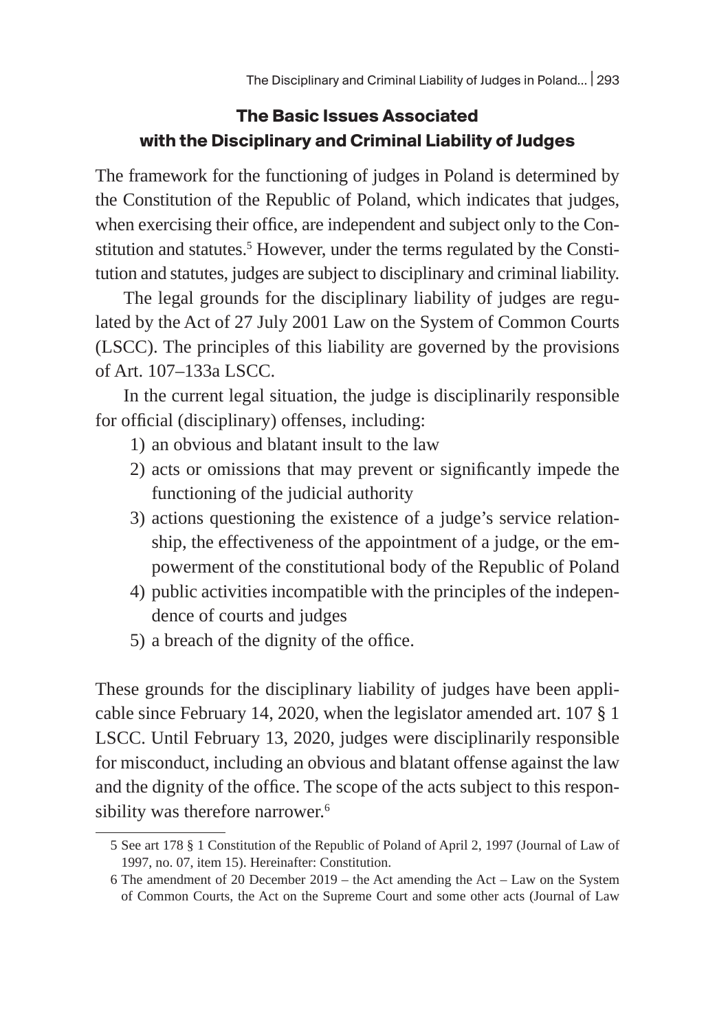## The Basic Issues Associated with the Disciplinary and Criminal Liability of Judges

The framework for the functioning of judges in Poland is determined by the Constitution of the Republic of Poland, which indicates that judges, when exercising their office, are independent and subject only to the Constitution and statutes.[5] However, under the terms regulated by the Constitution and statutes, judges are subject to disciplinary and criminal liability.

The legal grounds for the disciplinary liability of judges are regulated by the Act of 27 July 2001 Law on the System of Common Courts (LSCC). The principles of this liability are governed by the provisions of Art. 107–133a LSCC.

In the current legal situation, the judge is disciplinarily responsible for official (disciplinary) offenses, including:

1) an obvious and blatant insult to the law
2) acts or omissions that may prevent or significantly impede the functioning of the judicial authority
3) actions questioning the existence of a judge's service relationship, the effectiveness of the appointment of a judge, or the empowerment of the constitutional body of the Republic of Poland
4) public activities incompatible with the principles of the independence of courts and judges
5) a breach of the dignity of the office.

These grounds for the disciplinary liability of judges have been applicable since February 14, 2020, when the legislator amended art. 107 § 1 LSCC. Until February 13, 2020, judges were disciplinarily responsible for misconduct, including an obvious and blatant offense against the law and the dignity of the office. The scope of the acts subject to this responsibility was therefore narrower.[6]

---

5 See art 178 § 1 Constitution of the Republic of Poland of April 2, 1997 (Journal of Law of 1997, no. 07, item 15). Hereinafter: Constitution.

6 The amendment of 20 December 2019 – the Act amending the Act – Law on the System of Common Courts, the Act on the Supreme Court and some other acts (Journal of Law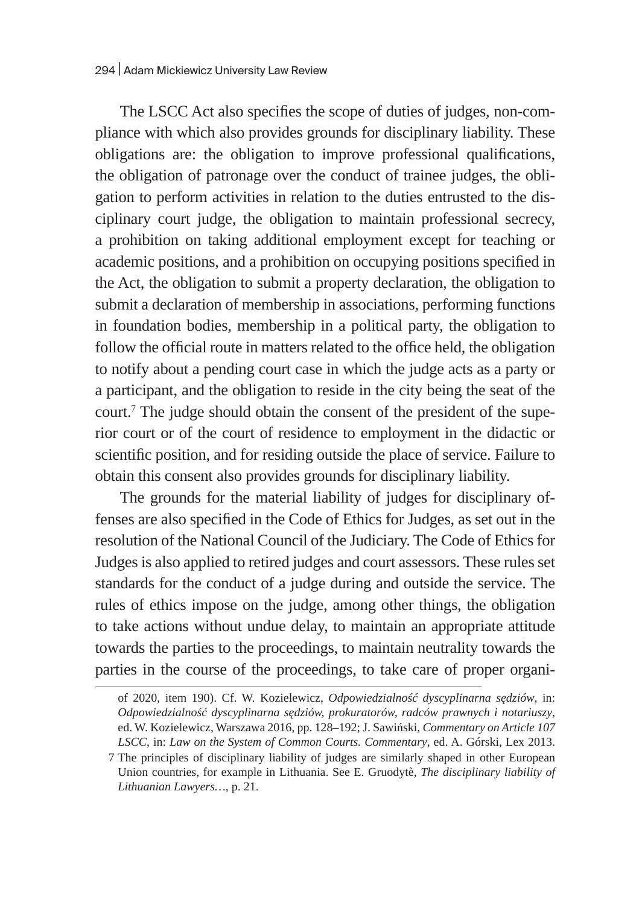The LSCC Act also specifies the scope of duties of judges, non-compliance with which also provides grounds for disciplinary liability. These obligations are: the obligation to improve professional qualifications, the obligation of patronage over the conduct of trainee judges, the obligation to perform activities in relation to the duties entrusted to the disciplinary court judge, the obligation to maintain professional secrecy, a prohibition on taking additional employment except for teaching or academic positions, and a prohibition on occupying positions specified in the Act, the obligation to submit a property declaration, the obligation to submit a declaration of membership in associations, performing functions in foundation bodies, membership in a political party, the obligation to follow the official route in matters related to the office held, the obligation to notify about a pending court case in which the judge acts as a party or a participant, and the obligation to reside in the city being the seat of the court.[7] The judge should obtain the consent of the president of the superior court or of the court of residence to employment in the didactic or scientific position, and for residing outside the place of service. Failure to obtain this consent also provides grounds for disciplinary liability.

The grounds for the material liability of judges for disciplinary offenses are also specified in the Code of Ethics for Judges, as set out in the resolution of the National Council of the Judiciary. The Code of Ethics for Judges is also applied to retired judges and court assessors. These rules set standards for the conduct of a judge during and outside the service. The rules of ethics impose on the judge, among other things, the obligation to take actions without undue delay, to maintain an appropriate attitude towards the parties to the proceedings, to maintain neutrality towards the parties in the course of the proceedings, to take care of proper organi-

---

of 2020, item 190). Cf. W. Kozielewicz, *Odpowiedzialność dyscyplinarna sędziów*, in: *Odpowiedzialność dyscyplinarna sędziów, prokuratorów, radców prawnych i notariuszy*, ed. W. Kozielewicz, Warszawa 2016, pp. 128–192; J. Sawiński, *Commentary on Article 107 LSCC*, in: *Law on the System of Common Courts. Commentary*, ed. A. Górski, Lex 2013.

7 The principles of disciplinary liability of judges are similarly shaped in other European Union countries, for example in Lithuania. See E. Gruodytė, *The disciplinary liability of Lithuanian Lawyers…*, p. 21.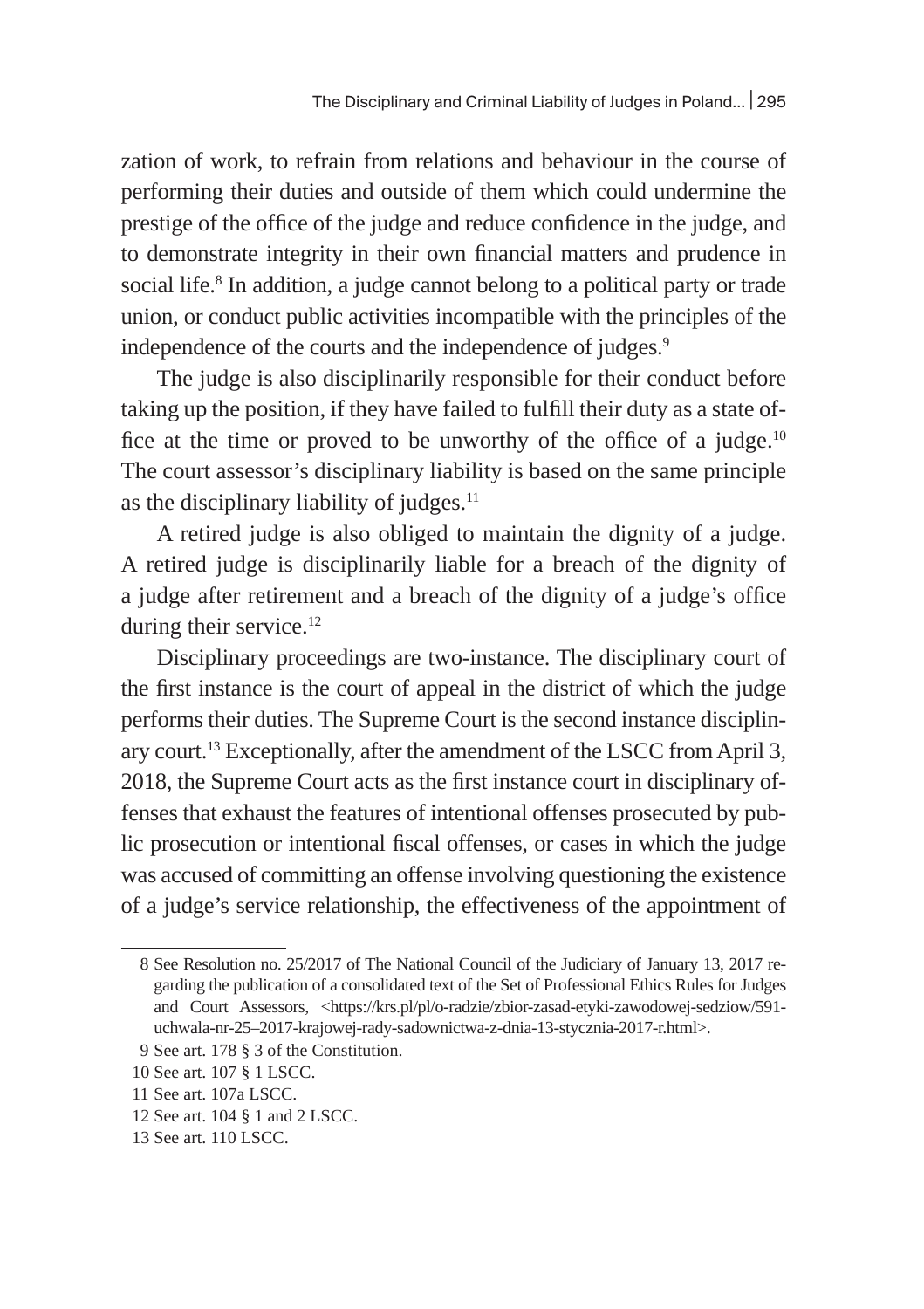zation of work, to refrain from relations and behaviour in the course of performing their duties and outside of them which could undermine the prestige of the office of the judge and reduce confidence in the judge, and to demonstrate integrity in their own financial matters and prudence in social life.[8] In addition, a judge cannot belong to a political party or trade union, or conduct public activities incompatible with the principles of the independence of the courts and the independence of judges.[9]

The judge is also disciplinarily responsible for their conduct before taking up the position, if they have failed to fulfill their duty as a state office at the time or proved to be unworthy of the office of a judge.[10] The court assessor's disciplinary liability is based on the same principle as the disciplinary liability of judges.[11]

A retired judge is also obliged to maintain the dignity of a judge. A retired judge is disciplinarily liable for a breach of the dignity of a judge after retirement and a breach of the dignity of a judge's office during their service.[12]

Disciplinary proceedings are two-instance. The disciplinary court of the first instance is the court of appeal in the district of which the judge performs their duties. The Supreme Court is the second instance disciplinary court.[13] Exceptionally, after the amendment of the LSCC from April 3, 2018, the Supreme Court acts as the first instance court in disciplinary offenses that exhaust the features of intentional offenses prosecuted by public prosecution or intentional fiscal offenses, or cases in which the judge was accused of committing an offense involving questioning the existence of a judge's service relationship, the effectiveness of the appointment of

---

8 See Resolution no. 25/2017 of The National Council of the Judiciary of January 13, 2017 regarding the publication of a consolidated text of the Set of Professional Ethics Rules for Judges and Court Assessors, <https://krs.pl/pl/o-radzie/zbior-zasad-etyki-zawodowej-sedziow/591-uchwala-nr-25–2017-krajowej-rady-sadownictwa-z-dnia-13-stycznia-2017-r.html>.

9 See art. 178 § 3 of the Constitution.

10 See art. 107 § 1 LSCC.

11 See art. 107a LSCC.

12 See art. 104 § 1 and 2 LSCC.

13 See art. 110 LSCC.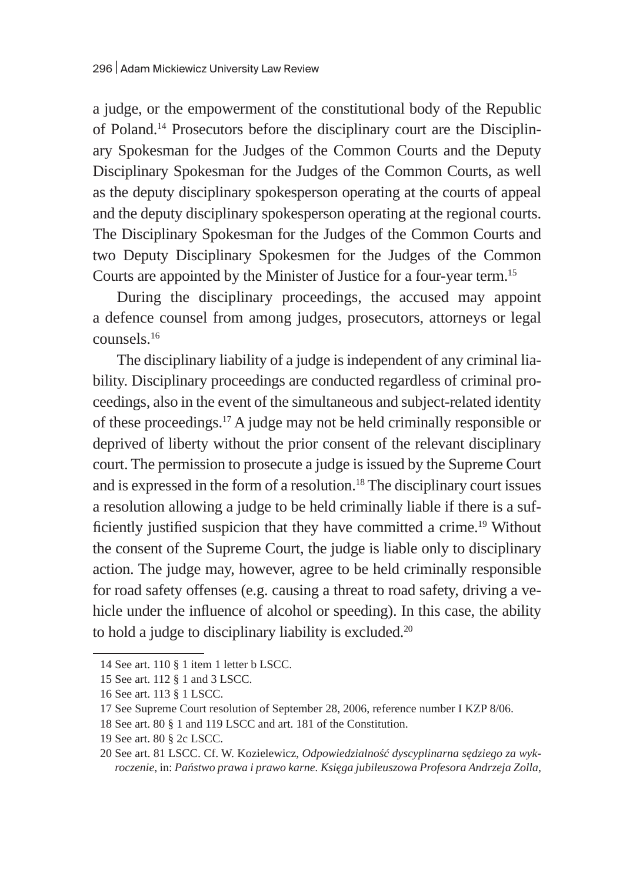a judge, or the empowerment of the constitutional body of the Republic of Poland.[14] Prosecutors before the disciplinary court are the Disciplinary Spokesman for the Judges of the Common Courts and the Deputy Disciplinary Spokesman for the Judges of the Common Courts, as well as the deputy disciplinary spokesperson operating at the courts of appeal and the deputy disciplinary spokesperson operating at the regional courts. The Disciplinary Spokesman for the Judges of the Common Courts and two Deputy Disciplinary Spokesmen for the Judges of the Common Courts are appointed by the Minister of Justice for a four-year term.[15]

During the disciplinary proceedings, the accused may appoint a defence counsel from among judges, prosecutors, attorneys or legal counsels.[16]

The disciplinary liability of a judge is independent of any criminal liability. Disciplinary proceedings are conducted regardless of criminal proceedings, also in the event of the simultaneous and subject-related identity of these proceedings.[17] A judge may not be held criminally responsible or deprived of liberty without the prior consent of the relevant disciplinary court. The permission to prosecute a judge is issued by the Supreme Court and is expressed in the form of a resolution.[18] The disciplinary court issues a resolution allowing a judge to be held criminally liable if there is a sufficiently justified suspicion that they have committed a crime.[19] Without the consent of the Supreme Court, the judge is liable only to disciplinary action. The judge may, however, agree to be held criminally responsible for road safety offenses (e.g. causing a threat to road safety, driving a vehicle under the influence of alcohol or speeding). In this case, the ability to hold a judge to disciplinary liability is excluded.[20]

---

14 See art. 110 § 1 item 1 letter b LSCC.

15 See art. 112 § 1 and 3 LSCC.

16 See art. 113 § 1 LSCC.

17 See Supreme Court resolution of September 28, 2006, reference number I KZP 8/06.

18 See art. 80 § 1 and 119 LSCC and art. 181 of the Constitution.

19 See art. 80 § 2c LSCC.

20 See art. 81 LSCC. Cf. W. Kozielewicz, *Odpowiedzialność dyscyplinarna sędziego za wykroczenie*, in: *Państwo prawa i prawo karne. Księga jubileuszowa Profesora Andrzeja Zolla*,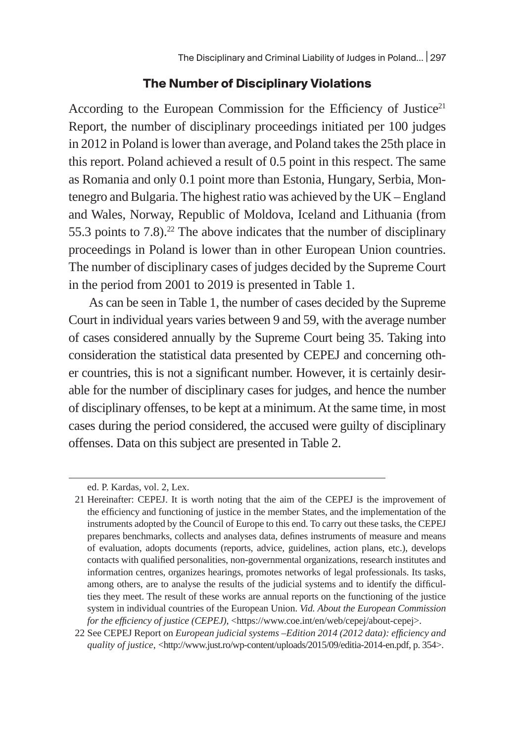### The Number of Disciplinary Violations

According to the European Commission for the Efficiency of Justice[21] Report, the number of disciplinary proceedings initiated per 100 judges in 2012 in Poland is lower than average, and Poland takes the 25th place in this report. Poland achieved a result of 0.5 point in this respect. The same as Romania and only 0.1 point more than Estonia, Hungary, Serbia, Montenegro and Bulgaria. The highest ratio was achieved by the UK – England and Wales, Norway, Republic of Moldova, Iceland and Lithuania (from 55.3 points to 7.8).[22] The above indicates that the number of disciplinary proceedings in Poland is lower than in other European Union countries. The number of disciplinary cases of judges decided by the Supreme Court in the period from 2001 to 2019 is presented in Table 1.

As can be seen in Table 1, the number of cases decided by the Supreme Court in individual years varies between 9 and 59, with the average number of cases considered annually by the Supreme Court being 35. Taking into consideration the statistical data presented by CEPEJ and concerning other countries, this is not a significant number. However, it is certainly desirable for the number of disciplinary cases for judges, and hence the number of disciplinary offenses, to be kept at a minimum. At the same time, in most cases during the period considered, the accused were guilty of disciplinary offenses. Data on this subject are presented in Table 2.

---

ed. P. Kardas, vol. 2, Lex.

21 Hereinafter: CEPEJ. It is worth noting that the aim of the CEPEJ is the improvement of the efficiency and functioning of justice in the member States, and the implementation of the instruments adopted by the Council of Europe to this end. To carry out these tasks, the CEPEJ prepares benchmarks, collects and analyses data, defines instruments of measure and means of evaluation, adopts documents (reports, advice, guidelines, action plans, etc.), develops contacts with qualified personalities, non-governmental organizations, research institutes and information centres, organizes hearings, promotes networks of legal professionals. Its tasks, among others, are to analyse the results of the judicial systems and to identify the difficulties they meet. The result of these works are annual reports on the functioning of the justice system in individual countries of the European Union. *Vid. About the European Commission for the efficiency of justice (CEPEJ)*, <https://www.coe.int/en/web/cepej/about-cepej>.

22 See CEPEJ Report on *European judicial systems –Edition 2014 (2012 data): efficiency and quality of justice*, <http://www.just.ro/wp-content/uploads/2015/09/editia-2014-en.pdf, p. 354>.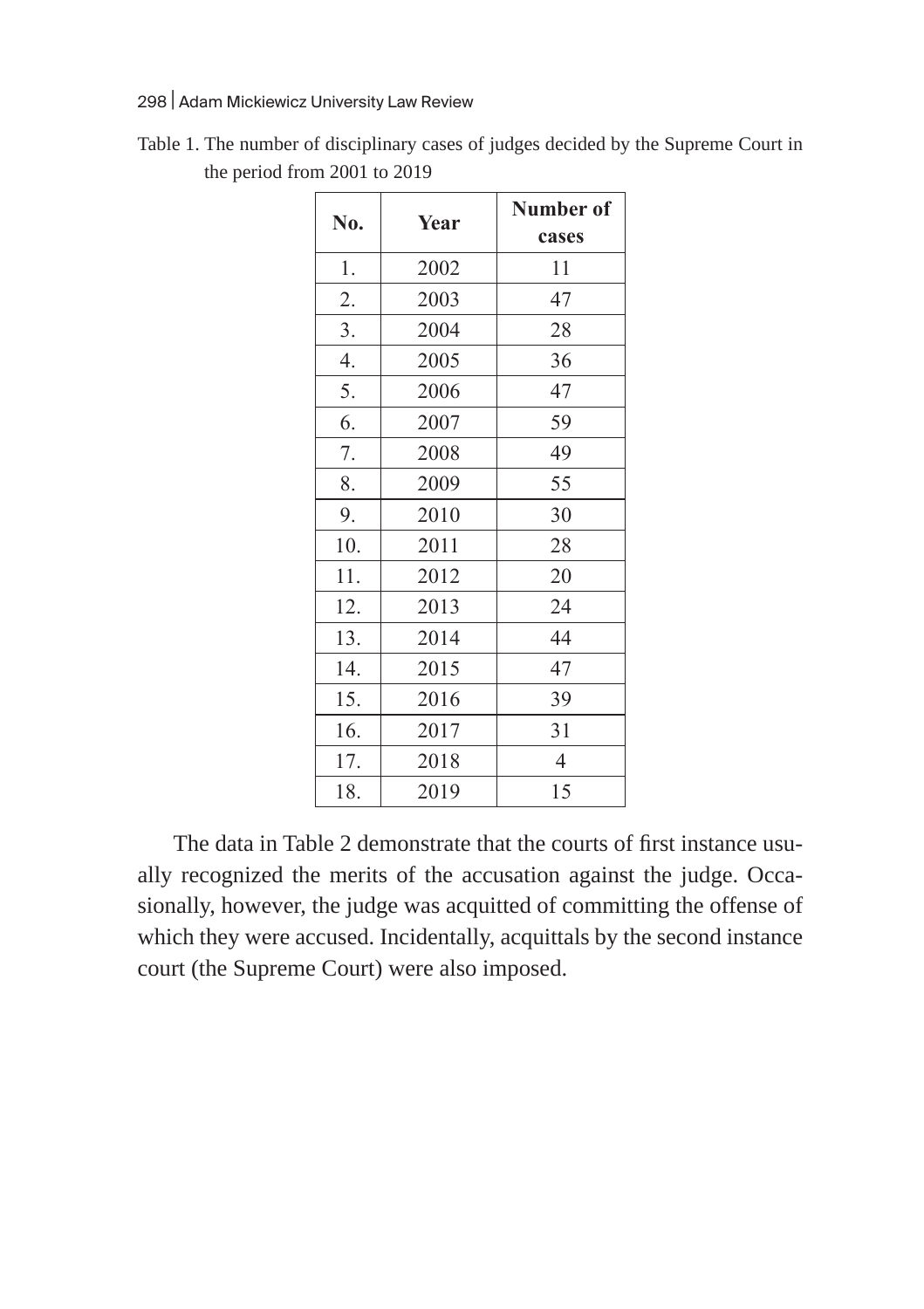Table 1. The number of disciplinary cases of judges decided by the Supreme Court in the period from 2001 to 2019

| No. | Year | Number of cases |
|---|---|---|
| 1. | 2002 | 11 |
| 2. | 2003 | 47 |
| 3. | 2004 | 28 |
| 4. | 2005 | 36 |
| 5. | 2006 | 47 |
| 6. | 2007 | 59 |
| 7. | 2008 | 49 |
| 8. | 2009 | 55 |
| 9. | 2010 | 30 |
| 10. | 2011 | 28 |
| 11. | 2012 | 20 |
| 12. | 2013 | 24 |
| 13. | 2014 | 44 |
| 14. | 2015 | 47 |
| 15. | 2016 | 39 |
| 16. | 2017 | 31 |
| 17. | 2018 | 4 |
| 18. | 2019 | 15 |

The data in Table 2 demonstrate that the courts of first instance usually recognized the merits of the accusation against the judge. Occasionally, however, the judge was acquitted of committing the offense of which they were accused. Incidentally, acquittals by the second instance court (the Supreme Court) were also imposed.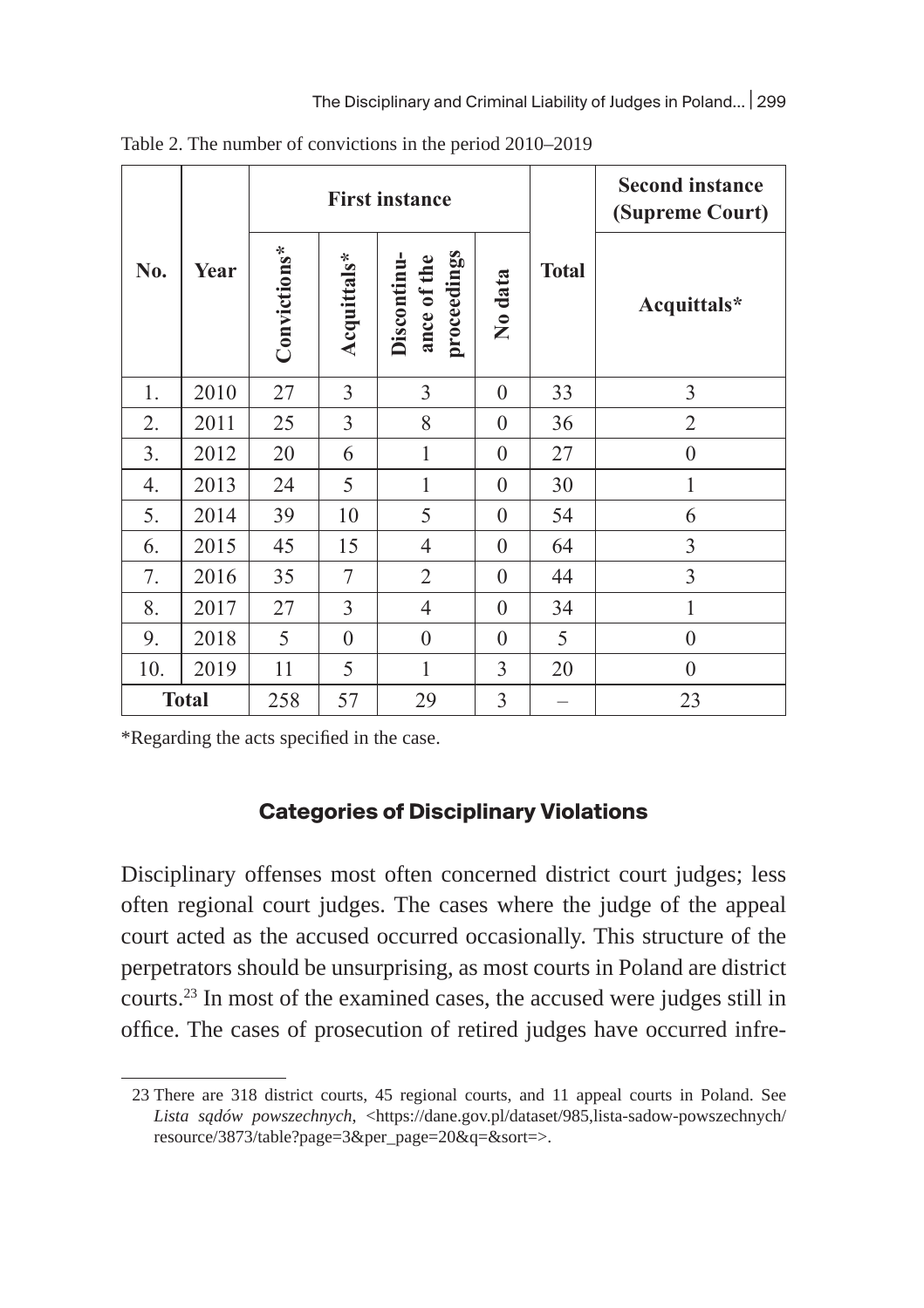Table 2. The number of convictions in the period 2010–2019

| No. | Year | First instance | | | | Total | Second instance (Supreme Court) |
|---|---|---|---|---|---|---|---|
| | | Convictions* | Acquittals* | Discontinuance of the proceedings | No data | | Acquittals* |
| 1. | 2010 | 27 | 3 | 3 | 0 | 33 | 3 |
| 2. | 2011 | 25 | 3 | 8 | 0 | 36 | 2 |
| 3. | 2012 | 20 | 6 | 1 | 0 | 27 | 0 |
| 4. | 2013 | 24 | 5 | 1 | 0 | 30 | 1 |
| 5. | 2014 | 39 | 10 | 5 | 0 | 54 | 6 |
| 6. | 2015 | 45 | 15 | 4 | 0 | 64 | 3 |
| 7. | 2016 | 35 | 7 | 2 | 0 | 44 | 3 |
| 8. | 2017 | 27 | 3 | 4 | 0 | 34 | 1 |
| 9. | 2018 | 5 | 0 | 0 | 0 | 5 | 0 |
| 10. | 2019 | 11 | 5 | 1 | 3 | 20 | 0 |
| Total | | 258 | 57 | 29 | 3 | – | 23 |

*Regarding the acts specified in the case.

## Categories of Disciplinary Violations

Disciplinary offenses most often concerned district court judges; less often regional court judges. The cases where the judge of the appeal court acted as the accused occurred occasionally. This structure of the perpetrators should be unsurprising, as most courts in Poland are district courts.[23] In most of the examined cases, the accused were judges still in office. The cases of prosecution of retired judges have occurred infre-

23 There are 318 district courts, 45 regional courts, and 11 appeal courts in Poland. See *Lista sądów powszechnych*, <https://dane.gov.pl/dataset/985,lista-sadow-powszechnych/resource/3873/table?page=3&per_page=20&q=&sort=>.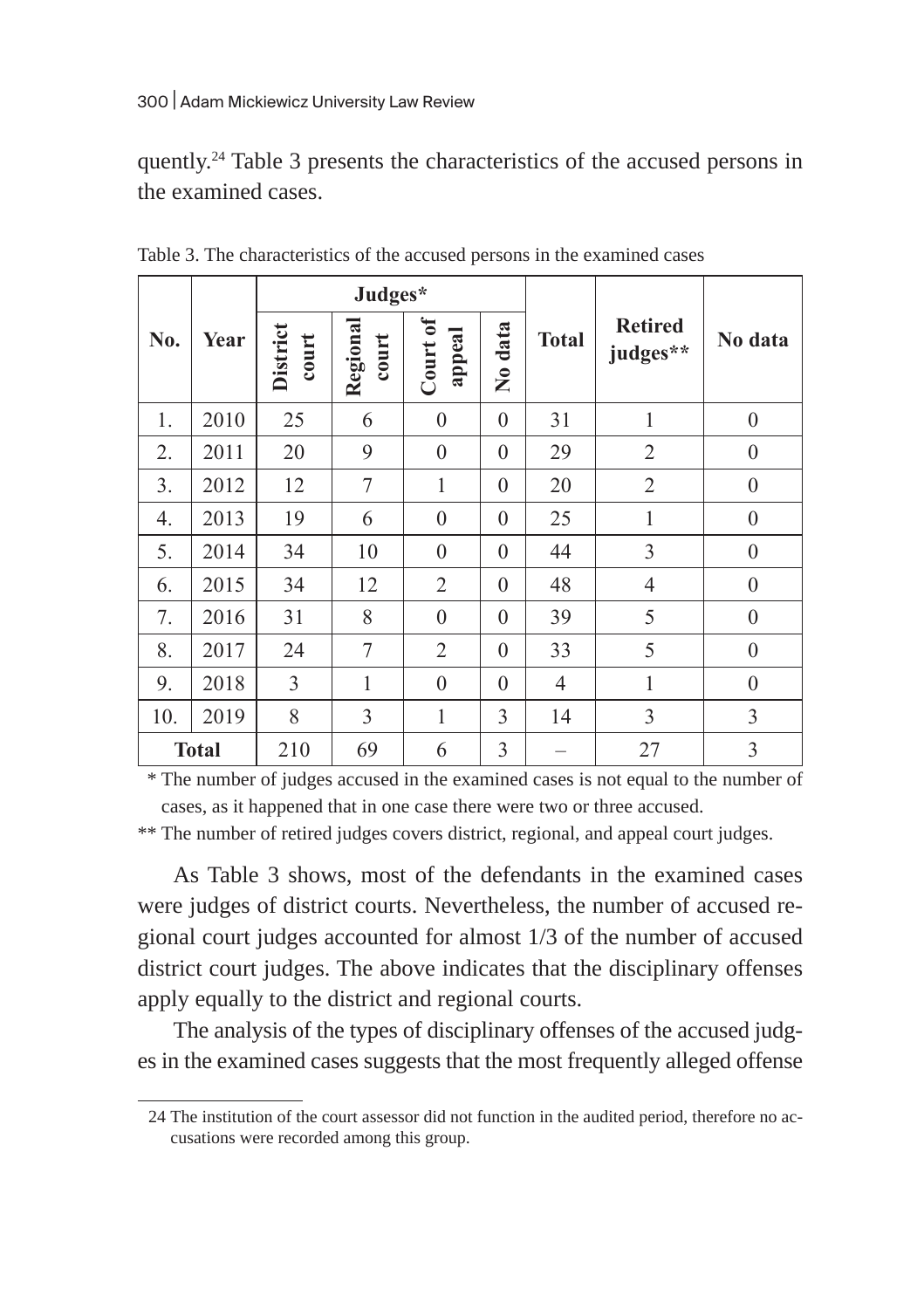quently.[24] Table 3 presents the characteristics of the accused persons in the examined cases.

Table 3. The characteristics of the accused persons in the examined cases

| No. | Year | Judges* | | | | Total | Retired judges** | No data |
|---|---|---|---|---|---|---|---|---|
| | | District court | Regional court | Court of appeal | No data | | | |
| 1. | 2010 | 25 | 6 | 0 | 0 | 31 | 1 | 0 |
| 2. | 2011 | 20 | 9 | 0 | 0 | 29 | 2 | 0 |
| 3. | 2012 | 12 | 7 | 1 | 0 | 20 | 2 | 0 |
| 4. | 2013 | 19 | 6 | 0 | 0 | 25 | 1 | 0 |
| 5. | 2014 | 34 | 10 | 0 | 0 | 44 | 3 | 0 |
| 6. | 2015 | 34 | 12 | 2 | 0 | 48 | 4 | 0 |
| 7. | 2016 | 31 | 8 | 0 | 0 | 39 | 5 | 0 |
| 8. | 2017 | 24 | 7 | 2 | 0 | 33 | 5 | 0 |
| 9. | 2018 | 3 | 1 | 0 | 0 | 4 | 1 | 0 |
| 10. | 2019 | 8 | 3 | 1 | 3 | 14 | 3 | 3 |
| Total | | 210 | 69 | 6 | 3 | – | 27 | 3 |

\* The number of judges accused in the examined cases is not equal to the number of cases, as it happened that in one case there were two or three accused.

\*\* The number of retired judges covers district, regional, and appeal court judges.

As Table 3 shows, most of the defendants in the examined cases were judges of district courts. Nevertheless, the number of accused regional court judges accounted for almost 1/3 of the number of accused district court judges. The above indicates that the disciplinary offenses apply equally to the district and regional courts.

The analysis of the types of disciplinary offenses of the accused judges in the examined cases suggests that the most frequently alleged offense

24 The institution of the court assessor did not function in the audited period, therefore no accusations were recorded among this group.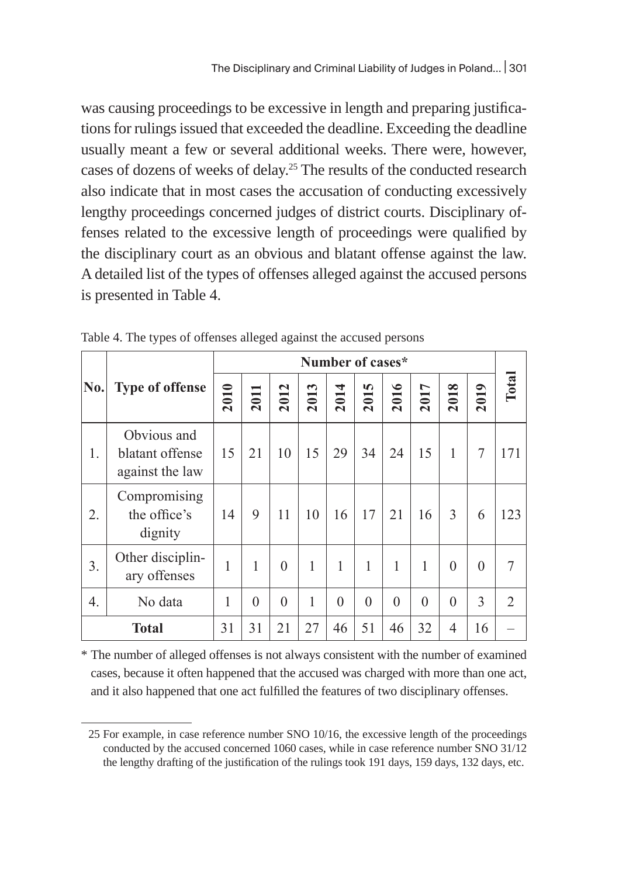was causing proceedings to be excessive in length and preparing justifications for rulings issued that exceeded the deadline. Exceeding the deadline usually meant a few or several additional weeks. There were, however, cases of dozens of weeks of delay.[25] The results of the conducted research also indicate that in most cases the accusation of conducting excessively lengthy proceedings concerned judges of district courts. Disciplinary offenses related to the excessive length of proceedings were qualified by the disciplinary court as an obvious and blatant offense against the law. A detailed list of the types of offenses alleged against the accused persons is presented in Table 4.

Table 4. The types of offenses alleged against the accused persons

| No. | Type of offense | Number of cases* | | | | | | | | | | Total |
|---|---|---|---|---|---|---|---|---|---|---|---|---|
| | | 2010 | 2011 | 2012 | 2013 | 2014 | 2015 | 2016 | 2017 | 2018 | 2019 | |
| 1. | Obvious and blatant offense against the law | 15 | 21 | 10 | 15 | 29 | 34 | 24 | 15 | 1 | 7 | 171 |
| 2. | Compromising the office's dignity | 14 | 9 | 11 | 10 | 16 | 17 | 21 | 16 | 3 | 6 | 123 |
| 3. | Other disciplinary offenses | 1 | 1 | 0 | 1 | 1 | 1 | 1 | 1 | 0 | 0 | 7 |
| 4. | No data | 1 | 0 | 0 | 1 | 0 | 0 | 0 | 0 | 0 | 3 | 2 |
| **Total** | | 31 | 31 | 21 | 27 | 46 | 51 | 46 | 32 | 4 | 16 | – |

\* The number of alleged offenses is not always consistent with the number of examined cases, because it often happened that the accused was charged with more than one act, and it also happened that one act fulfilled the features of two disciplinary offenses.

25 For example, in case reference number SNO 10/16, the excessive length of the proceedings conducted by the accused concerned 1060 cases, while in case reference number SNO 31/12 the lengthy drafting of the justification of the rulings took 191 days, 159 days, 132 days, etc.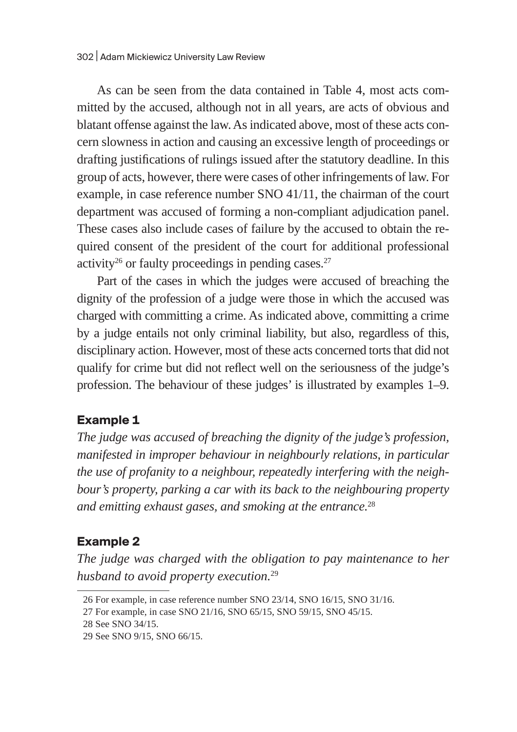As can be seen from the data contained in Table 4, most acts committed by the accused, although not in all years, are acts of obvious and blatant offense against the law. As indicated above, most of these acts concern slowness in action and causing an excessive length of proceedings or drafting justifications of rulings issued after the statutory deadline. In this group of acts, however, there were cases of other infringements of law. For example, in case reference number SNO 41/11, the chairman of the court department was accused of forming a non-compliant adjudication panel. These cases also include cases of failure by the accused to obtain the required consent of the president of the court for additional professional activity[26] or faulty proceedings in pending cases.[27]

Part of the cases in which the judges were accused of breaching the dignity of the profession of a judge were those in which the accused was charged with committing a crime. As indicated above, committing a crime by a judge entails not only criminal liability, but also, regardless of this, disciplinary action. However, most of these acts concerned torts that did not qualify for crime but did not reflect well on the seriousness of the judge's profession. The behaviour of these judges' is illustrated by examples 1–9.

### Example 1

*The judge was accused of breaching the dignity of the judge's profession, manifested in improper behaviour in neighbourly relations, in particular the use of profanity to a neighbour, repeatedly interfering with the neighbour's property, parking a car with its back to the neighbouring property and emitting exhaust gases, and smoking at the entrance.*[28]

### Example 2

*The judge was charged with the obligation to pay maintenance to her husband to avoid property execution.*[29]

---

26 For example, in case reference number SNO 23/14, SNO 16/15, SNO 31/16.

27 For example, in case SNO 21/16, SNO 65/15, SNO 59/15, SNO 45/15.

28 See SNO 34/15.

29 See SNO 9/15, SNO 66/15.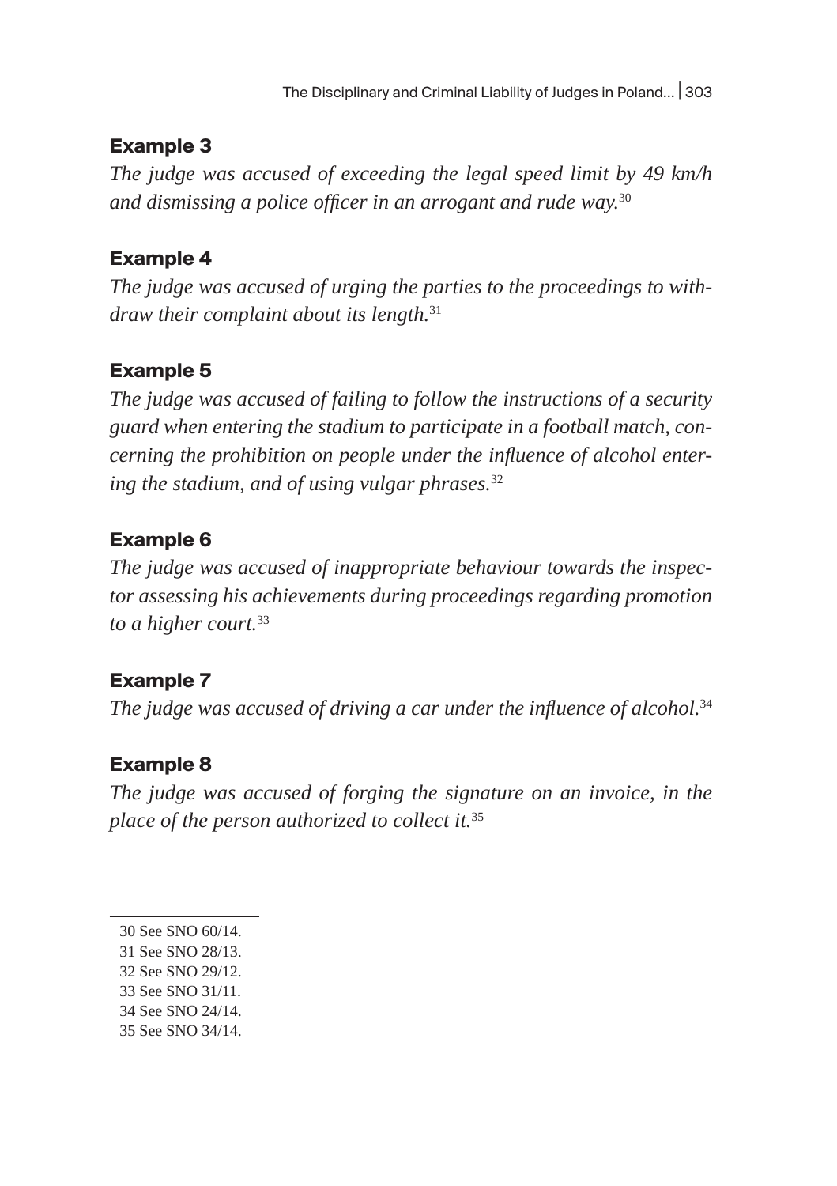### Example 3

*The judge was accused of exceeding the legal speed limit by 49 km/h and dismissing a police officer in an arrogant and rude way.*[30]

### Example 4

*The judge was accused of urging the parties to the proceedings to withdraw their complaint about its length.*[31]

### Example 5

*The judge was accused of failing to follow the instructions of a security guard when entering the stadium to participate in a football match, concerning the prohibition on people under the influence of alcohol entering the stadium, and of using vulgar phrases.*[32]

### Example 6

*The judge was accused of inappropriate behaviour towards the inspector assessing his achievements during proceedings regarding promotion to a higher court.*[33]

### Example 7

*The judge was accused of driving a car under the influence of alcohol.*[34]

### Example 8

*The judge was accused of forging the signature on an invoice, in the place of the person authorized to collect it.*[35]

---

30 See SNO 60/14.

31 See SNO 28/13.

32 See SNO 29/12.

33 See SNO 31/11.

34 See SNO 24/14.

35 See SNO 34/14.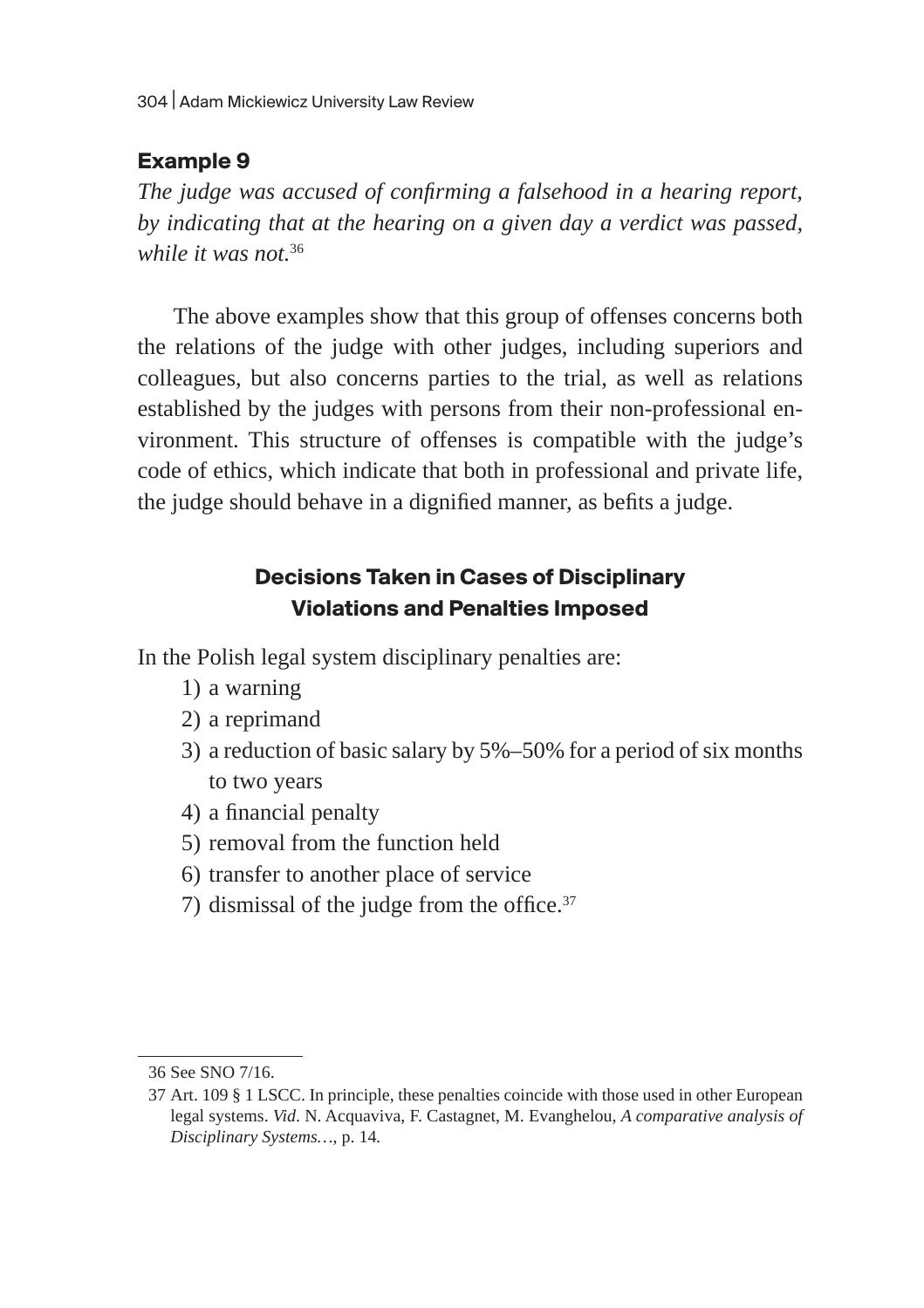### Example 9

*The judge was accused of confirming a falsehood in a hearing report, by indicating that at the hearing on a given day a verdict was passed, while it was not.*[36]

The above examples show that this group of offenses concerns both the relations of the judge with other judges, including superiors and colleagues, but also concerns parties to the trial, as well as relations established by the judges with persons from their non-professional environment. This structure of offenses is compatible with the judge's code of ethics, which indicate that both in professional and private life, the judge should behave in a dignified manner, as befits a judge.

## Decisions Taken in Cases of Disciplinary Violations and Penalties Imposed

In the Polish legal system disciplinary penalties are:

1) a warning
2) a reprimand
3) a reduction of basic salary by 5%–50% for a period of six months to two years
4) a financial penalty
5) removal from the function held
6) transfer to another place of service
7) dismissal of the judge from the office.[37]

---

36 See SNO 7/16.

37 Art. 109 § 1 LSCC. In principle, these penalties coincide with those used in other European legal systems. *Vid*. N. Acquaviva, F. Castagnet, M. Evanghelou, *A comparative analysis of Disciplinary Systems…*, p. 14.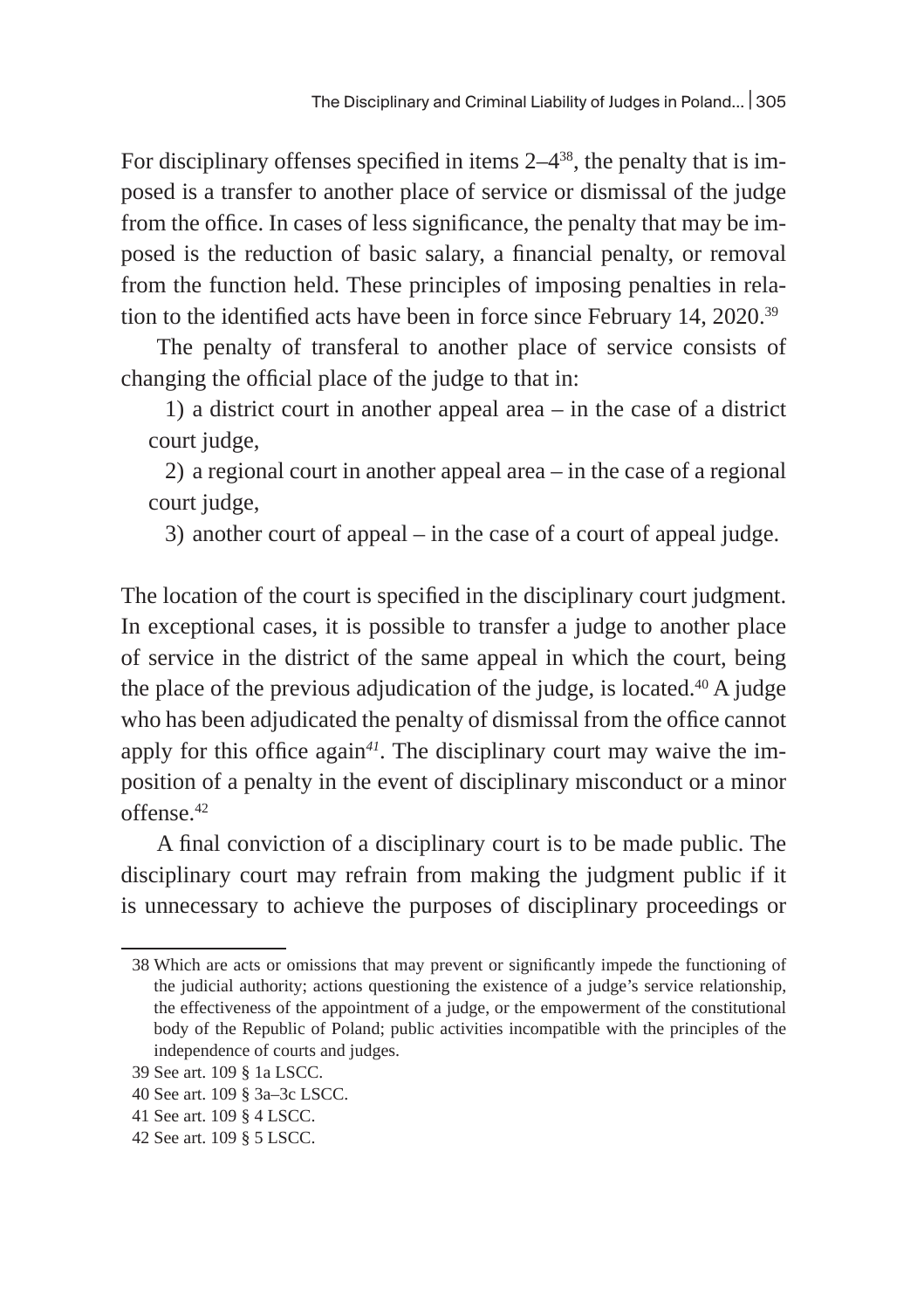For disciplinary offenses specified in items 2–4[38], the penalty that is imposed is a transfer to another place of service or dismissal of the judge from the office. In cases of less significance, the penalty that may be imposed is the reduction of basic salary, a financial penalty, or removal from the function held. These principles of imposing penalties in relation to the identified acts have been in force since February 14, 2020.[39]

The penalty of transferal to another place of service consists of changing the official place of the judge to that in:

1) a district court in another appeal area – in the case of a district court judge,
2) a regional court in another appeal area – in the case of a regional court judge,
3) another court of appeal – in the case of a court of appeal judge.

The location of the court is specified in the disciplinary court judgment. In exceptional cases, it is possible to transfer a judge to another place of service in the district of the same appeal in which the court, being the place of the previous adjudication of the judge, is located.[40] A judge who has been adjudicated the penalty of dismissal from the office cannot apply for this office again[41]. The disciplinary court may waive the imposition of a penalty in the event of disciplinary misconduct or a minor offense.[42]

A final conviction of a disciplinary court is to be made public. The disciplinary court may refrain from making the judgment public if it is unnecessary to achieve the purposes of disciplinary proceedings or

---

38 Which are acts or omissions that may prevent or significantly impede the functioning of the judicial authority; actions questioning the existence of a judge's service relationship, the effectiveness of the appointment of a judge, or the empowerment of the constitutional body of the Republic of Poland; public activities incompatible with the principles of the independence of courts and judges.

39 See art. 109 § 1a LSCC.

40 See art. 109 § 3a–3c LSCC.

41 See art. 109 § 4 LSCC.

42 See art. 109 § 5 LSCC.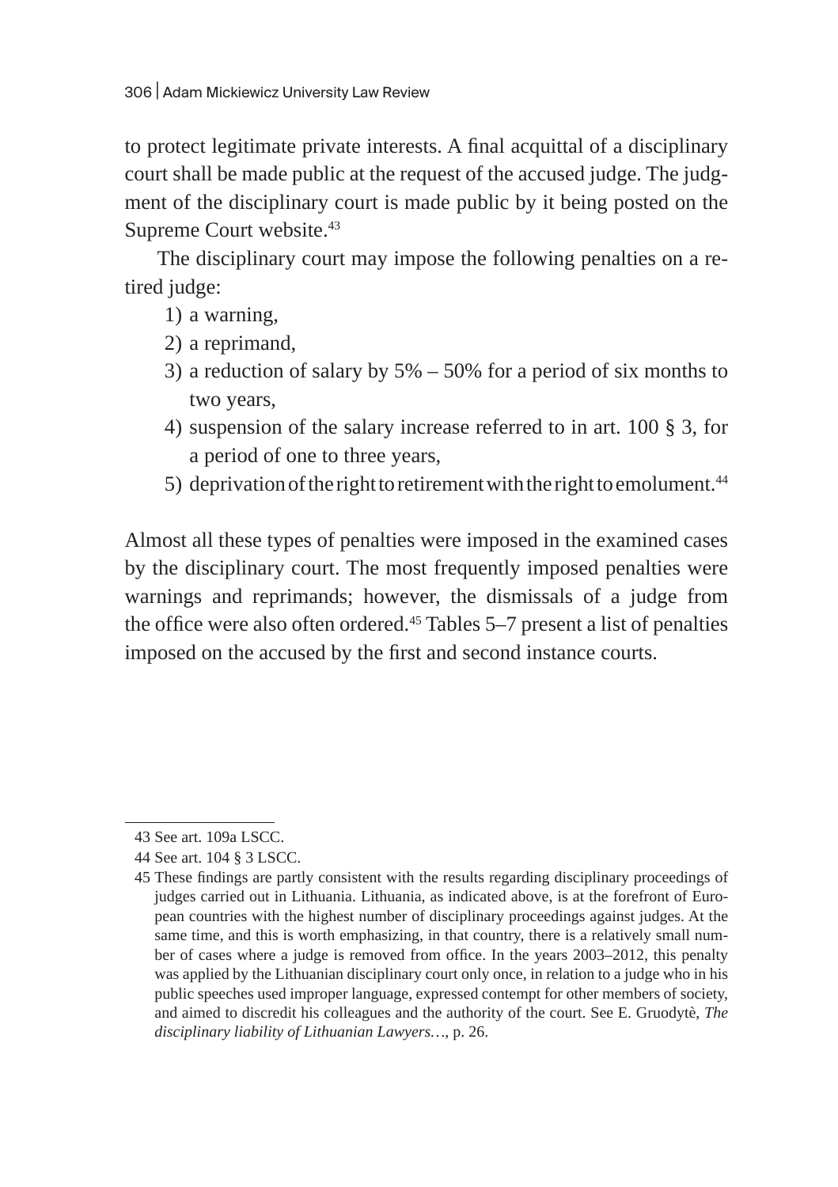to protect legitimate private interests. A final acquittal of a disciplinary court shall be made public at the request of the accused judge. The judgment of the disciplinary court is made public by it being posted on the Supreme Court website.[43]

The disciplinary court may impose the following penalties on a retired judge:

1) a warning,
2) a reprimand,
3) a reduction of salary by 5% – 50% for a period of six months to two years,
4) suspension of the salary increase referred to in art. 100 § 3, for a period of one to three years,
5) deprivation of the right to retirement with the right to emolument.[44]

Almost all these types of penalties were imposed in the examined cases by the disciplinary court. The most frequently imposed penalties were warnings and reprimands; however, the dismissals of a judge from the office were also often ordered.[45] Tables 5–7 present a list of penalties imposed on the accused by the first and second instance courts.

---

43 See art. 109a LSCC.

44 See art. 104 § 3 LSCC.

45 These findings are partly consistent with the results regarding disciplinary proceedings of judges carried out in Lithuania. Lithuania, as indicated above, is at the forefront of European countries with the highest number of disciplinary proceedings against judges. At the same time, and this is worth emphasizing, in that country, there is a relatively small number of cases where a judge is removed from office. In the years 2003–2012, this penalty was applied by the Lithuanian disciplinary court only once, in relation to a judge who in his public speeches used improper language, expressed contempt for other members of society, and aimed to discredit his colleagues and the authority of the court. See E. Gruodytė, *The disciplinary liability of Lithuanian Lawyers…*, p. 26.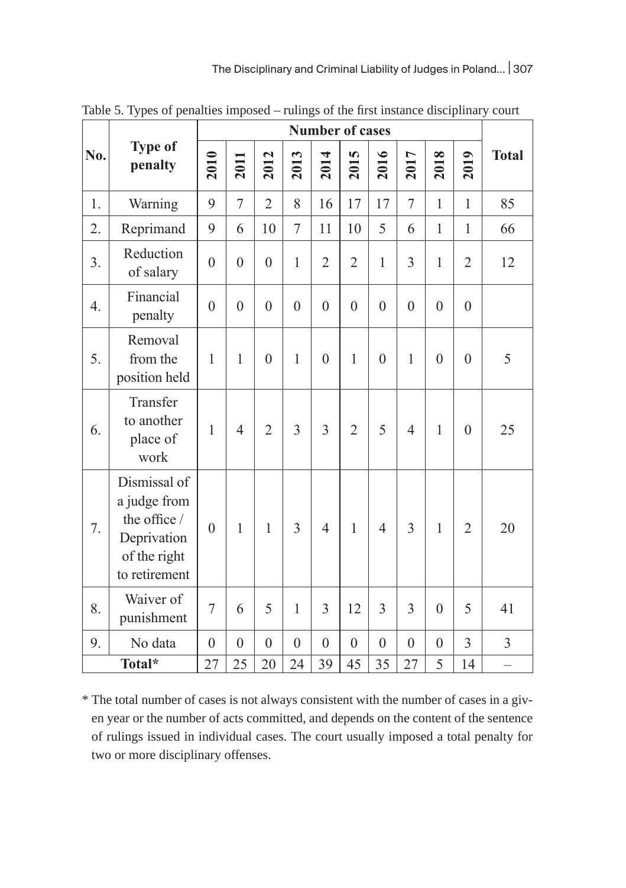Table 5. Types of penalties imposed – rulings of the first instance disciplinary court

| No. | Type of penalty | Number of cases | | | | | | | | | | Total |
|---|---|---|---|---|---|---|---|---|---|---|---|---|
| | | 2010 | 2011 | 2012 | 2013 | 2014 | 2015 | 2016 | 2017 | 2018 | 2019 | |
| 1. | Warning | 9 | 7 | 2 | 8 | 16 | 17 | 17 | 7 | 1 | 1 | 85 |
| 2. | Reprimand | 9 | 6 | 10 | 7 | 11 | 10 | 5 | 6 | 1 | 1 | 66 |
| 3. | Reduction of salary | 0 | 0 | 0 | 1 | 2 | 2 | 1 | 3 | 1 | 2 | 12 |
| 4. | Financial penalty | 0 | 0 | 0 | 0 | 0 | 0 | 0 | 0 | 0 | 0 | |
| 5. | Removal from the position held | 1 | 1 | 0 | 1 | 0 | 1 | 0 | 1 | 0 | 0 | 5 |
| 6. | Transfer to another place of work | 1 | 4 | 2 | 3 | 3 | 2 | 5 | 4 | 1 | 0 | 25 |
| 7. | Dismissal of a judge from the office / Deprivation of the right to retirement | 0 | 1 | 1 | 3 | 4 | 1 | 4 | 3 | 1 | 2 | 20 |
| 8. | Waiver of punishment | 7 | 6 | 5 | 1 | 3 | 12 | 3 | 3 | 0 | 5 | 41 |
| 9. | No data | 0 | 0 | 0 | 0 | 0 | 0 | 0 | 0 | 0 | 3 | 3 |
| | Total* | 27 | 25 | 20 | 24 | 39 | 45 | 35 | 27 | 5 | 14 | – |

\* The total number of cases is not always consistent with the number of cases in a given year or the number of acts committed, and depends on the content of the sentence of rulings issued in individual cases. The court usually imposed a total penalty for two or more disciplinary offenses.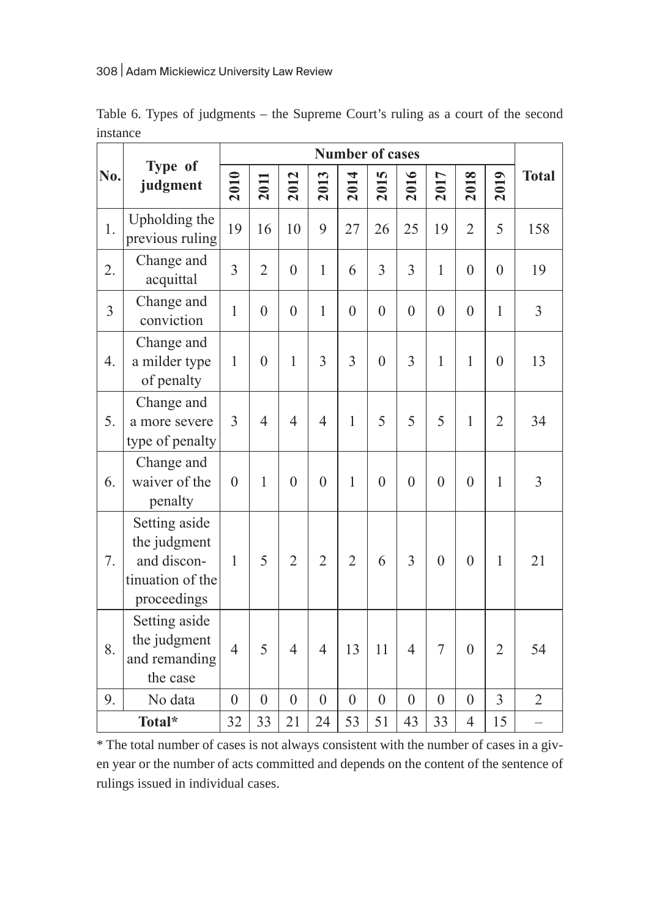Table 6. Types of judgments – the Supreme Court's ruling as a court of the second instance

| No. | Type of judgment | Number of cases | | | | | | | | | | Total |
|---|---|---|---|---|---|---|---|---|---|---|---|---|
| | | 2010 | 2011 | 2012 | 2013 | 2014 | 2015 | 2016 | 2017 | 2018 | 2019 | |
| 1. | Upholding the previous ruling | 19 | 16 | 10 | 9 | 27 | 26 | 25 | 19 | 2 | 5 | 158 |
| 2. | Change and acquittal | 3 | 2 | 0 | 1 | 6 | 3 | 3 | 1 | 0 | 0 | 19 |
| 3 | Change and conviction | 1 | 0 | 0 | 1 | 0 | 0 | 0 | 0 | 0 | 1 | 3 |
| 4. | Change and a milder type of penalty | 1 | 0 | 1 | 3 | 3 | 0 | 3 | 1 | 1 | 0 | 13 |
| 5. | Change and a more severe type of penalty | 3 | 4 | 4 | 4 | 1 | 5 | 5 | 5 | 1 | 2 | 34 |
| 6. | Change and waiver of the penalty | 0 | 1 | 0 | 0 | 1 | 0 | 0 | 0 | 0 | 1 | 3 |
| 7. | Setting aside the judgment and discontinuation of the proceedings | 1 | 5 | 2 | 2 | 2 | 6 | 3 | 0 | 0 | 1 | 21 |
| 8. | Setting aside the judgment and remanding the case | 4 | 5 | 4 | 4 | 13 | 11 | 4 | 7 | 0 | 2 | 54 |
| 9. | No data | 0 | 0 | 0 | 0 | 0 | 0 | 0 | 0 | 0 | 3 | 2 |
| Total* | | 32 | 33 | 21 | 24 | 53 | 51 | 43 | 33 | 4 | 15 | – |

* The total number of cases is not always consistent with the number of cases in a given year or the number of acts committed and depends on the content of the sentence of rulings issued in individual cases.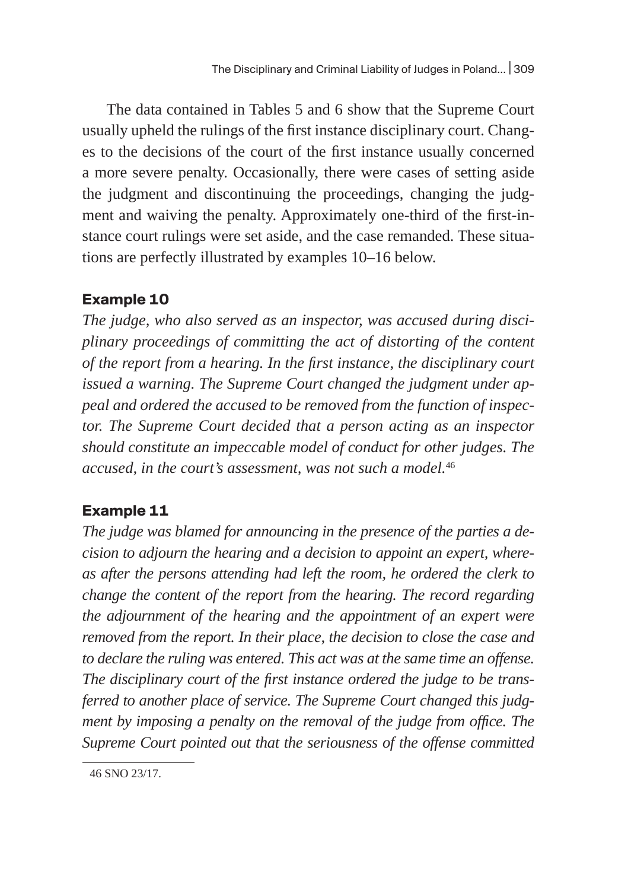The data contained in Tables 5 and 6 show that the Supreme Court usually upheld the rulings of the first instance disciplinary court. Changes to the decisions of the court of the first instance usually concerned a more severe penalty. Occasionally, there were cases of setting aside the judgment and discontinuing the proceedings, changing the judgment and waiving the penalty. Approximately one-third of the first-instance court rulings were set aside, and the case remanded. These situations are perfectly illustrated by examples 10–16 below.

### Example 10

*The judge, who also served as an inspector, was accused during disciplinary proceedings of committing the act of distorting of the content of the report from a hearing. In the first instance, the disciplinary court issued a warning. The Supreme Court changed the judgment under appeal and ordered the accused to be removed from the function of inspector. The Supreme Court decided that a person acting as an inspector should constitute an impeccable model of conduct for other judges. The accused, in the court's assessment, was not such a model.*[46]

### Example 11

*The judge was blamed for announcing in the presence of the parties a decision to adjourn the hearing and a decision to appoint an expert, whereas after the persons attending had left the room, he ordered the clerk to change the content of the report from the hearing. The record regarding the adjournment of the hearing and the appointment of an expert were removed from the report. In their place, the decision to close the case and to declare the ruling was entered. This act was at the same time an offense. The disciplinary court of the first instance ordered the judge to be transferred to another place of service. The Supreme Court changed this judgment by imposing a penalty on the removal of the judge from office. The Supreme Court pointed out that the seriousness of the offense committed*

---

[46] SNO 23/17.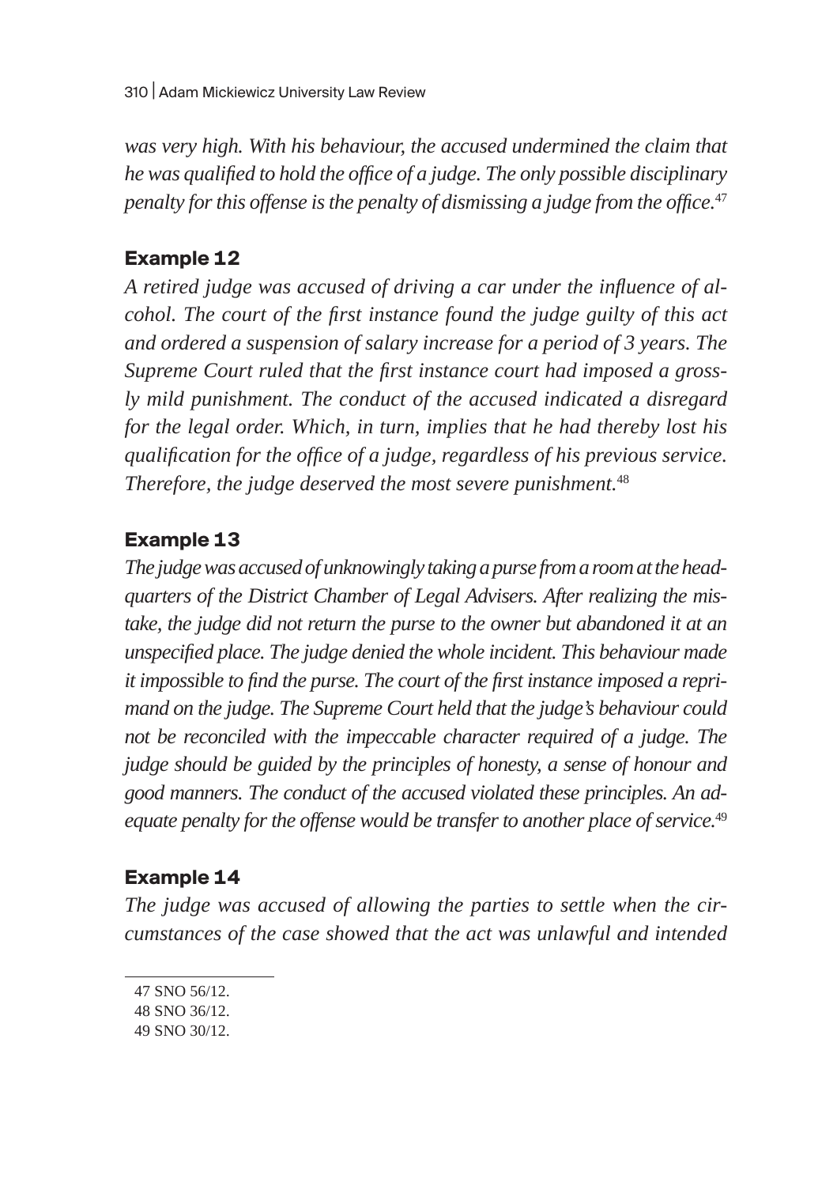*was very high. With his behaviour, the accused undermined the claim that he was qualified to hold the office of a judge. The only possible disciplinary penalty for this offense is the penalty of dismissing a judge from the office.*[47]

### Example 12

*A retired judge was accused of driving a car under the influence of alcohol. The court of the first instance found the judge guilty of this act and ordered a suspension of salary increase for a period of 3 years. The Supreme Court ruled that the first instance court had imposed a grossly mild punishment. The conduct of the accused indicated a disregard for the legal order. Which, in turn, implies that he had thereby lost his qualification for the office of a judge, regardless of his previous service. Therefore, the judge deserved the most severe punishment.*[48]

### Example 13

*The judge was accused of unknowingly taking a purse from a room at the headquarters of the District Chamber of Legal Advisers. After realizing the mistake, the judge did not return the purse to the owner but abandoned it at an unspecified place. The judge denied the whole incident. This behaviour made it impossible to find the purse. The court of the first instance imposed a reprimand on the judge. The Supreme Court held that the judge's behaviour could not be reconciled with the impeccable character required of a judge. The judge should be guided by the principles of honesty, a sense of honour and good manners. The conduct of the accused violated these principles. An adequate penalty for the offense would be transfer to another place of service.*[49]

### Example 14

*The judge was accused of allowing the parties to settle when the circumstances of the case showed that the act was unlawful and intended*

---

47 SNO 56/12.

48 SNO 36/12.

49 SNO 30/12.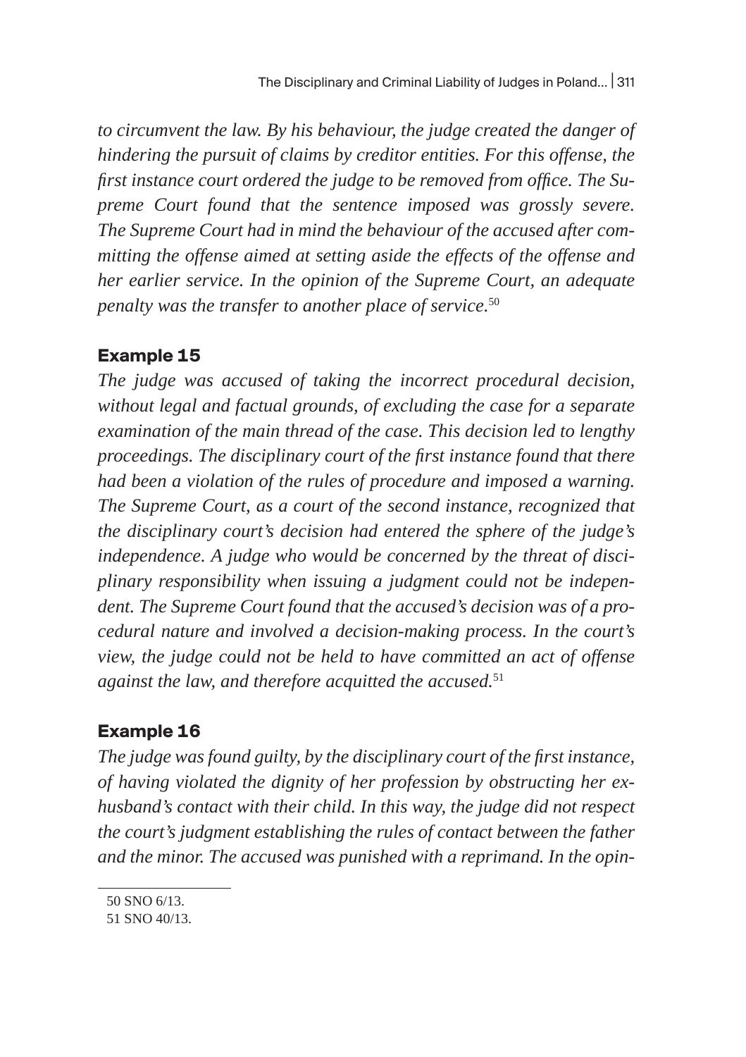*to circumvent the law. By his behaviour, the judge created the danger of hindering the pursuit of claims by creditor entities. For this offense, the first instance court ordered the judge to be removed from office. The Supreme Court found that the sentence imposed was grossly severe. The Supreme Court had in mind the behaviour of the accused after committing the offense aimed at setting aside the effects of the offense and her earlier service. In the opinion of the Supreme Court, an adequate penalty was the transfer to another place of service.*[50]

### Example 15

*The judge was accused of taking the incorrect procedural decision, without legal and factual grounds, of excluding the case for a separate examination of the main thread of the case. This decision led to lengthy proceedings. The disciplinary court of the first instance found that there had been a violation of the rules of procedure and imposed a warning. The Supreme Court, as a court of the second instance, recognized that the disciplinary court's decision had entered the sphere of the judge's independence. A judge who would be concerned by the threat of disciplinary responsibility when issuing a judgment could not be independent. The Supreme Court found that the accused's decision was of a procedural nature and involved a decision-making process. In the court's view, the judge could not be held to have committed an act of offense against the law, and therefore acquitted the accused.*[51]

### Example 16

*The judge was found guilty, by the disciplinary court of the first instance, of having violated the dignity of her profession by obstructing her ex-husband's contact with their child. In this way, the judge did not respect the court's judgment establishing the rules of contact between the father and the minor. The accused was punished with a reprimand. In the opin-*

---

50 SNO 6/13.

51 SNO 40/13.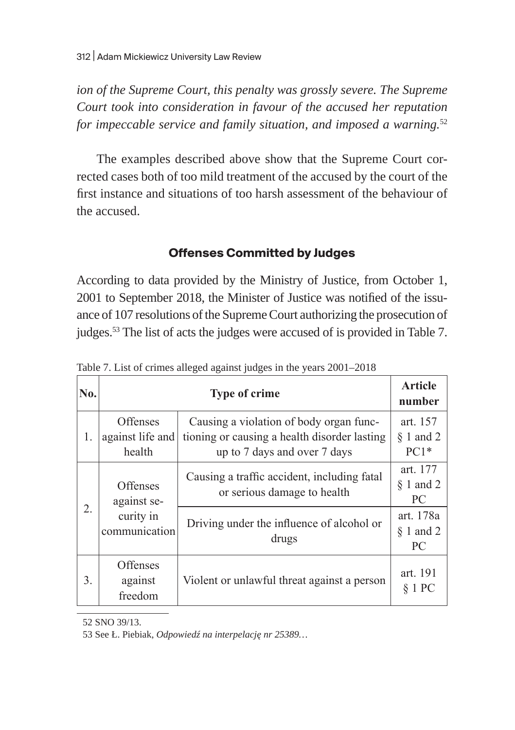*ion of the Supreme Court, this penalty was grossly severe. The Supreme Court took into consideration in favour of the accused her reputation for impeccable service and family situation, and imposed a warning.*[52]

The examples described above show that the Supreme Court corrected cases both of too mild treatment of the accused by the court of the first instance and situations of too harsh assessment of the behaviour of the accused.

## Offenses Committed by Judges

According to data provided by the Ministry of Justice, from October 1, 2001 to September 2018, the Minister of Justice was notified of the issuance of 107 resolutions of the Supreme Court authorizing the prosecution of judges.[53] The list of acts the judges were accused of is provided in Table 7.

Table 7. List of crimes alleged against judges in the years 2001–2018

| No. | Type of crime | | Article number |
|---|---|---|---|
| 1. | Offenses against life and health | Causing a violation of body organ functioning or causing a health disorder lasting up to 7 days and over 7 days | art. 157 § 1 and 2 PC1* |
| 2. | Offenses against security in communication | Causing a traffic accident, including fatal or serious damage to health | art. 177 § 1 and 2 PC |
| | | Driving under the influence of alcohol or drugs | art. 178a § 1 and 2 PC |
| 3. | Offenses against freedom | Violent or unlawful threat against a person | art. 191 § 1 PC |

52 SNO 39/13.

53 See Ł. Piebiak, *Odpowiedź na interpelację nr 25389…*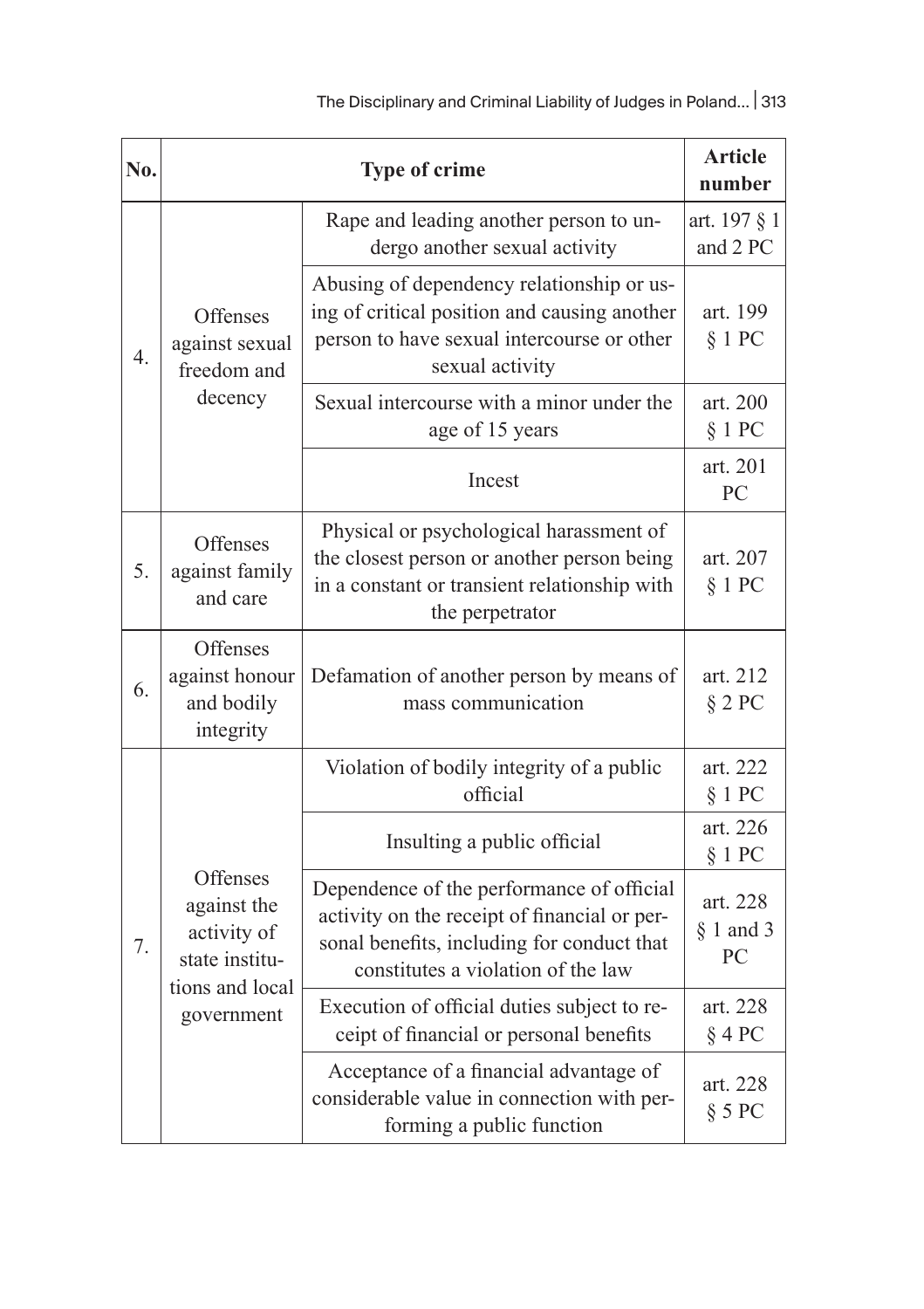| No. | Type of crime | | Article number |
|---|---|---|---|
| 4. | Offenses against sexual freedom and decency | Rape and leading another person to undergo another sexual activity | art. 197 § 1 and 2 PC |
| | | Abusing of dependency relationship or using of critical position and causing another person to have sexual intercourse or other sexual activity | art. 199 § 1 PC |
| | | Sexual intercourse with a minor under the age of 15 years | art. 200 § 1 PC |
| | | Incest | art. 201 PC |
| 5. | Offenses against family and care | Physical or psychological harassment of the closest person or another person being in a constant or transient relationship with the perpetrator | art. 207 § 1 PC |
| 6. | Offenses against honour and bodily integrity | Defamation of another person by means of mass communication | art. 212 § 2 PC |
| 7. | Offenses against the activity of state institutions and local government | Violation of bodily integrity of a public official | art. 222 § 1 PC |
| | | Insulting a public official | art. 226 § 1 PC |
| | | Dependence of the performance of official activity on the receipt of financial or personal benefits, including for conduct that constitutes a violation of the law | art. 228 § 1 and 3 PC |
| | | Execution of official duties subject to receipt of financial or personal benefits | art. 228 § 4 PC |
| | | Acceptance of a financial advantage of considerable value in connection with performing a public function | art. 228 § 5 PC |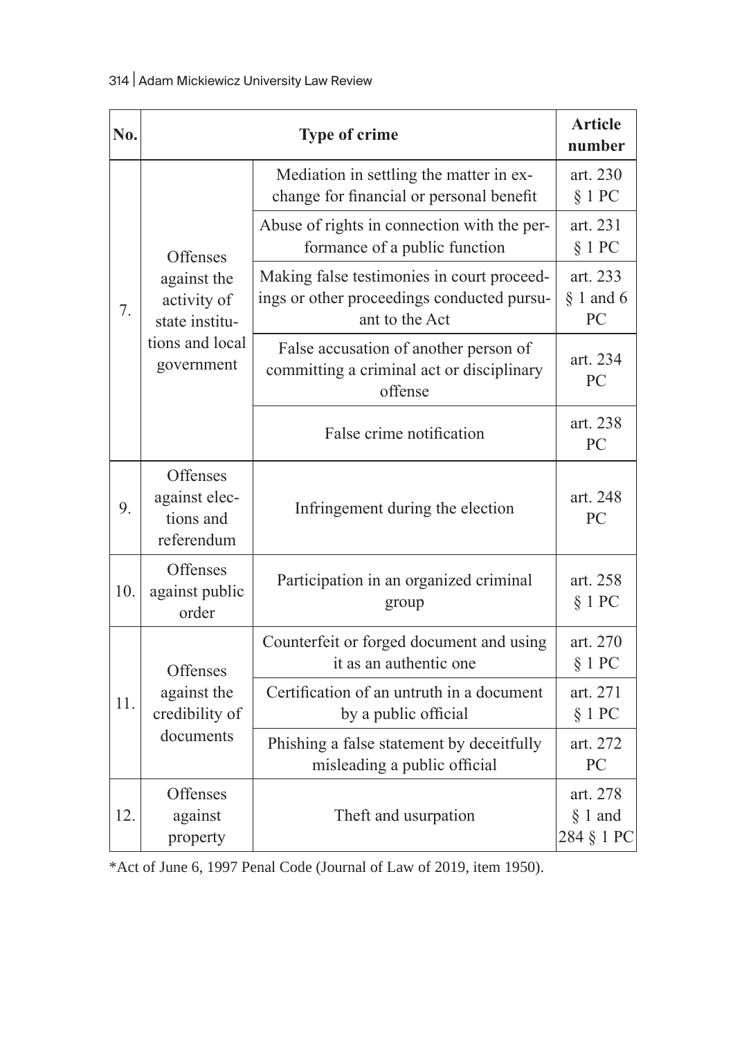| No. | Type of crime | | Article number |
|---|---|---|---|
| 7. | Offenses against the activity of state institutions and local government | Mediation in settling the matter in exchange for financial or personal benefit | art. 230 § 1 PC |
| | | Abuse of rights in connection with the performance of a public function | art. 231 § 1 PC |
| | | Making false testimonies in court proceedings or other proceedings conducted pursuant to the Act | art. 233 § 1 and 6 PC |
| | | False accusation of another person of committing a criminal act or disciplinary offense | art. 234 PC |
| | | False crime notification | art. 238 PC |
| 9. | Offenses against elections and referendum | Infringement during the election | art. 248 PC |
| 10. | Offenses against public order | Participation in an organized criminal group | art. 258 § 1 PC |
| 11. | Offenses against the credibility of documents | Counterfeit or forged document and using it as an authentic one | art. 270 § 1 PC |
| | | Certification of an untruth in a document by a public official | art. 271 § 1 PC |
| | | Phishing a false statement by deceitfully misleading a public official | art. 272 PC |
| 12. | Offenses against property | Theft and usurpation | art. 278 § 1 and 284 § 1 PC |

*Act of June 6, 1997 Penal Code (Journal of Law of 2019, item 1950).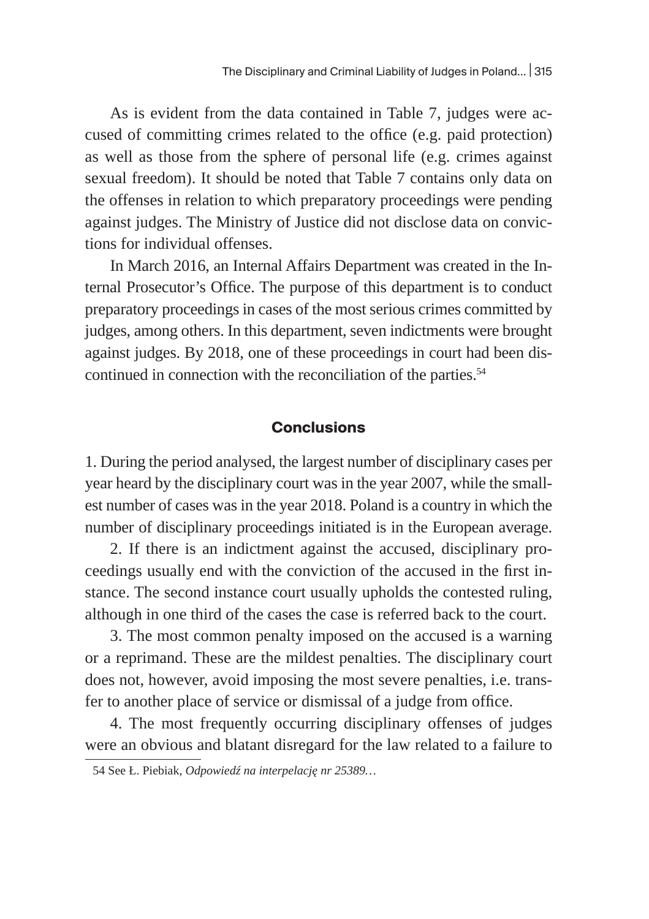As is evident from the data contained in Table 7, judges were accused of committing crimes related to the office (e.g. paid protection) as well as those from the sphere of personal life (e.g. crimes against sexual freedom). It should be noted that Table 7 contains only data on the offenses in relation to which preparatory proceedings were pending against judges. The Ministry of Justice did not disclose data on convictions for individual offenses.

In March 2016, an Internal Affairs Department was created in the Internal Prosecutor's Office. The purpose of this department is to conduct preparatory proceedings in cases of the most serious crimes committed by judges, among others. In this department, seven indictments were brought against judges. By 2018, one of these proceedings in court had been discontinued in connection with the reconciliation of the parties.[54]

## Conclusions

1. During the period analysed, the largest number of disciplinary cases per year heard by the disciplinary court was in the year 2007, while the smallest number of cases was in the year 2018. Poland is a country in which the number of disciplinary proceedings initiated is in the European average.

2. If there is an indictment against the accused, disciplinary proceedings usually end with the conviction of the accused in the first instance. The second instance court usually upholds the contested ruling, although in one third of the cases the case is referred back to the court.

3. The most common penalty imposed on the accused is a warning or a reprimand. These are the mildest penalties. The disciplinary court does not, however, avoid imposing the most severe penalties, i.e. transfer to another place of service or dismissal of a judge from office.

4. The most frequently occurring disciplinary offenses of judges were an obvious and blatant disregard for the law related to a failure to

54 See Ł. Piebiak, *Odpowiedź na interpelację nr 25389…*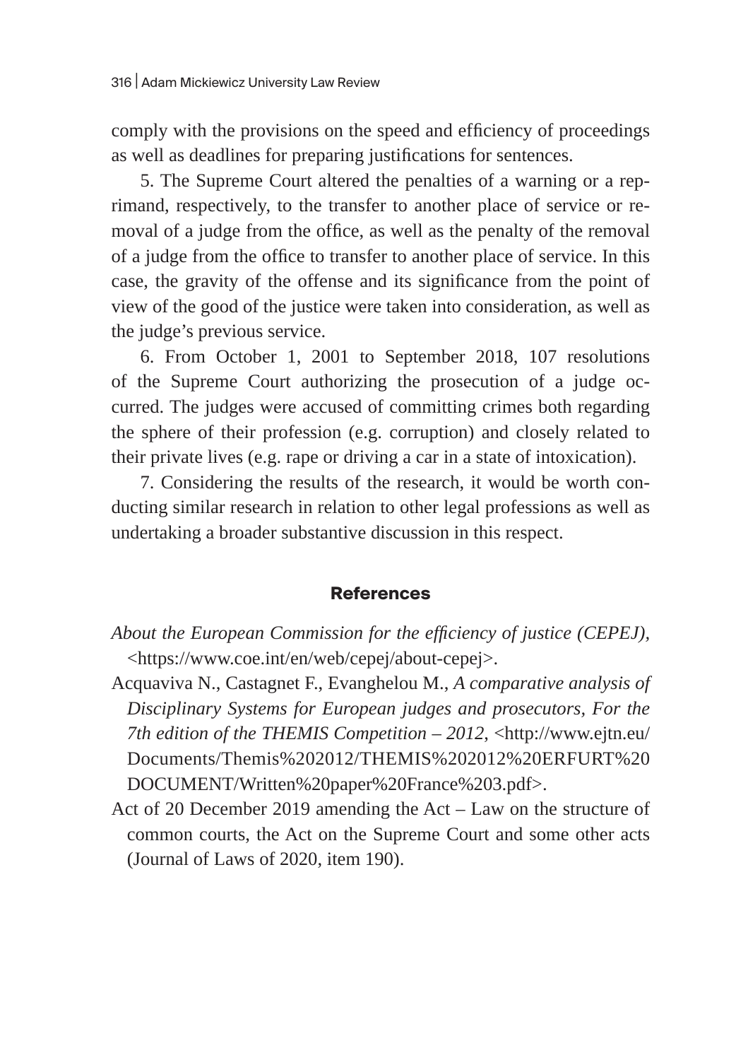comply with the provisions on the speed and efficiency of proceedings as well as deadlines for preparing justifications for sentences.

5. The Supreme Court altered the penalties of a warning or a reprimand, respectively, to the transfer to another place of service or removal of a judge from the office, as well as the penalty of the removal of a judge from the office to transfer to another place of service. In this case, the gravity of the offense and its significance from the point of view of the good of the justice were taken into consideration, as well as the judge's previous service.

6. From October 1, 2001 to September 2018, 107 resolutions of the Supreme Court authorizing the prosecution of a judge occurred. The judges were accused of committing crimes both regarding the sphere of their profession (e.g. corruption) and closely related to their private lives (e.g. rape or driving a car in a state of intoxication).

7. Considering the results of the research, it would be worth conducting similar research in relation to other legal professions as well as undertaking a broader substantive discussion in this respect.

## References

*About the European Commission for the efficiency of justice (CEPEJ)*, <https://www.coe.int/en/web/cepej/about-cepej>.

Acquaviva N., Castagnet F., Evanghelou M., *A comparative analysis of Disciplinary Systems for European judges and prosecutors, For the 7th edition of the THEMIS Competition – 2012*, <http://www.ejtn.eu/Documents/Themis%202012/THEMIS%202012%20ERFURT%20DOCUMENT/Written%20paper%20France%203.pdf>.

Act of 20 December 2019 amending the Act – Law on the structure of common courts, the Act on the Supreme Court and some other acts (Journal of Laws of 2020, item 190).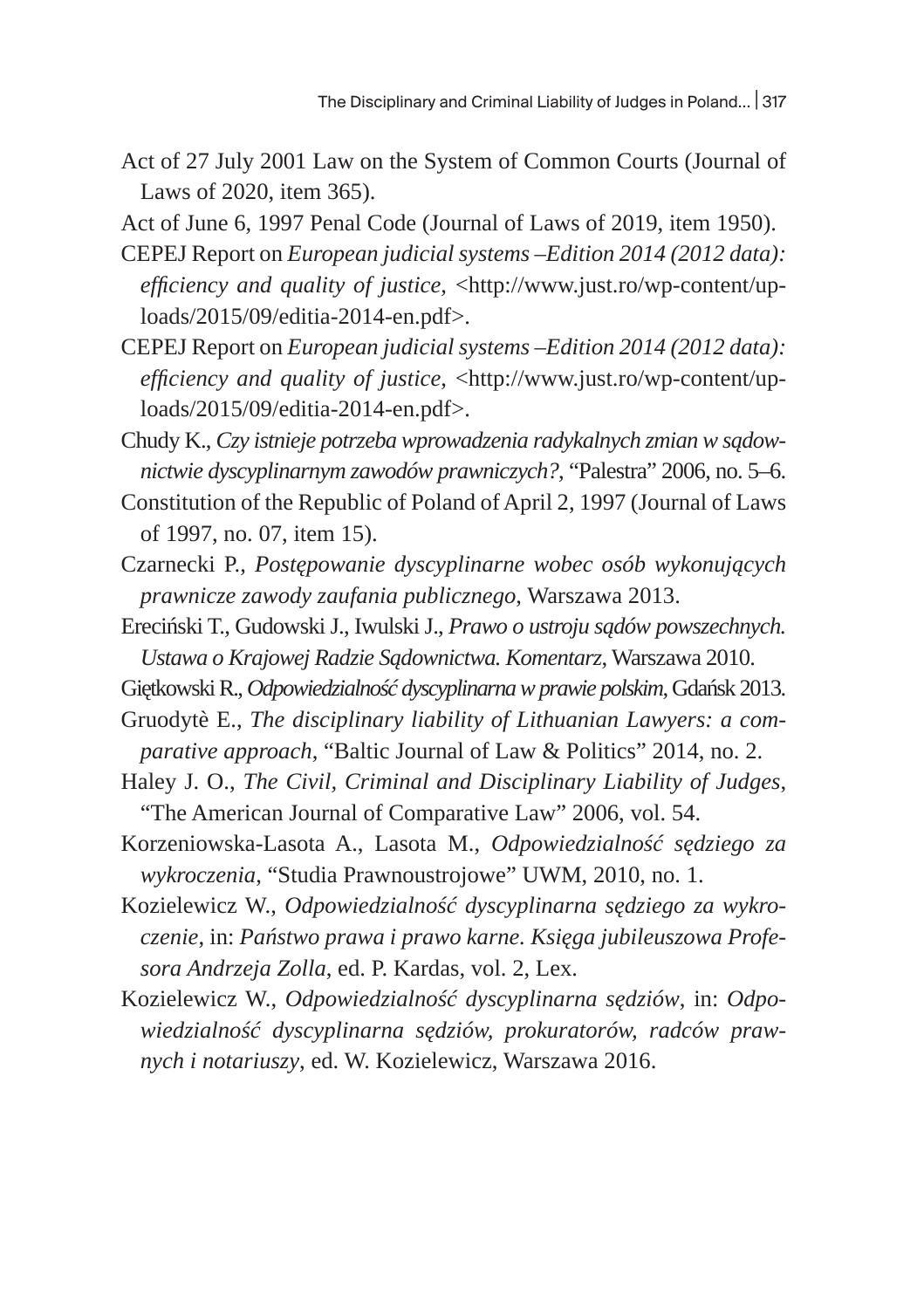Act of 27 July 2001 Law on the System of Common Courts (Journal of Laws of 2020, item 365).

Act of June 6, 1997 Penal Code (Journal of Laws of 2019, item 1950).

CEPEJ Report on *European judicial systems –Edition 2014 (2012 data): efficiency and quality of justice*, <http://www.just.ro/wp-content/uploads/2015/09/editia-2014-en.pdf>.

CEPEJ Report on *European judicial systems –Edition 2014 (2012 data): efficiency and quality of justice*, <http://www.just.ro/wp-content/uploads/2015/09/editia-2014-en.pdf>.

Chudy K., *Czy istnieje potrzeba wprowadzenia radykalnych zmian w sądownictwie dyscyplinarnym zawodów prawniczych?*, "Palestra" 2006, no. 5–6.

Constitution of the Republic of Poland of April 2, 1997 (Journal of Laws of 1997, no. 07, item 15).

Czarnecki P., *Postępowanie dyscyplinarne wobec osób wykonujących prawnicze zawody zaufania publicznego*, Warszawa 2013.

Ereciński T., Gudowski J., Iwulski J., *Prawo o ustroju sądów powszechnych. Ustawa o Krajowej Radzie Sądownictwa. Komentarz*, Warszawa 2010.

Giętkowski R., *Odpowiedzialność dyscyplinarna w prawie polskim*, Gdańsk 2013.

Gruodytè E., *The disciplinary liability of Lithuanian Lawyers: a comparative approach*, "Baltic Journal of Law & Politics" 2014, no. 2.

Haley J. O., *The Civil, Criminal and Disciplinary Liability of Judges*, "The American Journal of Comparative Law" 2006, vol. 54.

Korzeniowska-Lasota A., Lasota M., *Odpowiedzialność sędziego za wykroczenia*, "Studia Prawnoustrojowe" UWM, 2010, no. 1.

Kozielewicz W., *Odpowiedzialność dyscyplinarna sędziego za wykroczenie*, in: *Państwo prawa i prawo karne. Księga jubileuszowa Profesora Andrzeja Zolla*, ed. P. Kardas, vol. 2, Lex.

Kozielewicz W., *Odpowiedzialność dyscyplinarna sędziów*, in: *Odpowiedzialność dyscyplinarna sędziów, prokuratorów, radców prawnych i notariuszy*, ed. W. Kozielewicz, Warszawa 2016.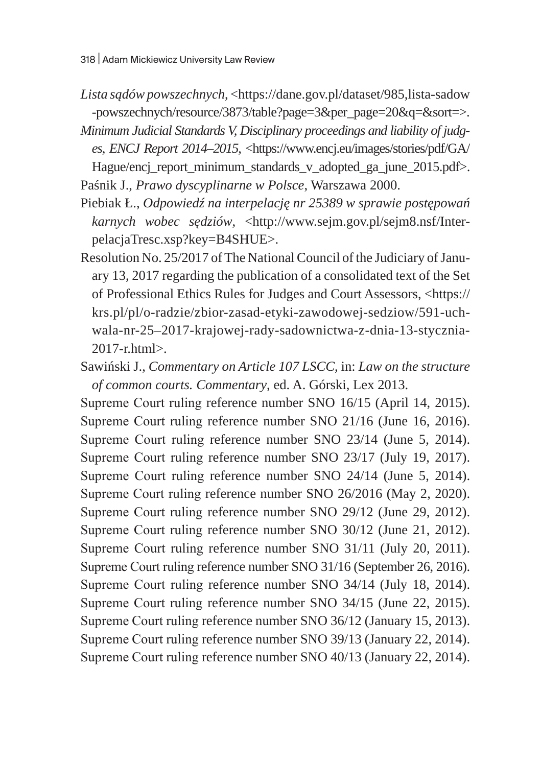*Lista sądów powszechnych*, <https://dane.gov.pl/dataset/985,lista-sadow-powszechnych/resource/3873/table?page=3&per_page=20&q=&sort=>.

*Minimum Judicial Standards V, Disciplinary proceedings and liability of judges, ENCJ Report 2014–2015*, <https://www.encj.eu/images/stories/pdf/GA/Hague/encj_report_minimum_standards_v_adopted_ga_june_2015.pdf>.

Paśnik J., *Prawo dyscyplinarne w Polsce*, Warszawa 2000.

Piebiak Ł., *Odpowiedź na interpelację nr 25389 w sprawie postępowań karnych wobec sędziów*, <http://www.sejm.gov.pl/sejm8.nsf/InterpelacjaTresc.xsp?key=B4SHUE>.

Resolution No. 25/2017 of The National Council of the Judiciary of January 13, 2017 regarding the publication of a consolidated text of the Set of Professional Ethics Rules for Judges and Court Assessors, <https://krs.pl/pl/o-radzie/zbior-zasad-etyki-zawodowej-sedziow/591-uchwala-nr-25–2017-krajowej-rady-sadownictwa-z-dnia-13-stycznia-2017-r.html>.

Sawiński J., *Commentary on Article 107 LSCC*, in: *Law on the structure of common courts. Commentary*, ed. A. Górski, Lex 2013.

Supreme Court ruling reference number SNO 16/15 (April 14, 2015).

Supreme Court ruling reference number SNO 21/16 (June 16, 2016).

Supreme Court ruling reference number SNO 23/14 (June 5, 2014).

Supreme Court ruling reference number SNO 23/17 (July 19, 2017).

Supreme Court ruling reference number SNO 24/14 (June 5, 2014).

Supreme Court ruling reference number SNO 26/2016 (May 2, 2020).

Supreme Court ruling reference number SNO 29/12 (June 29, 2012).

Supreme Court ruling reference number SNO 30/12 (June 21, 2012).

Supreme Court ruling reference number SNO 31/11 (July 20, 2011).

Supreme Court ruling reference number SNO 31/16 (September 26, 2016).

Supreme Court ruling reference number SNO 34/14 (July 18, 2014).

Supreme Court ruling reference number SNO 34/15 (June 22, 2015).

Supreme Court ruling reference number SNO 36/12 (January 15, 2013).

Supreme Court ruling reference number SNO 39/13 (January 22, 2014).

Supreme Court ruling reference number SNO 40/13 (January 22, 2014).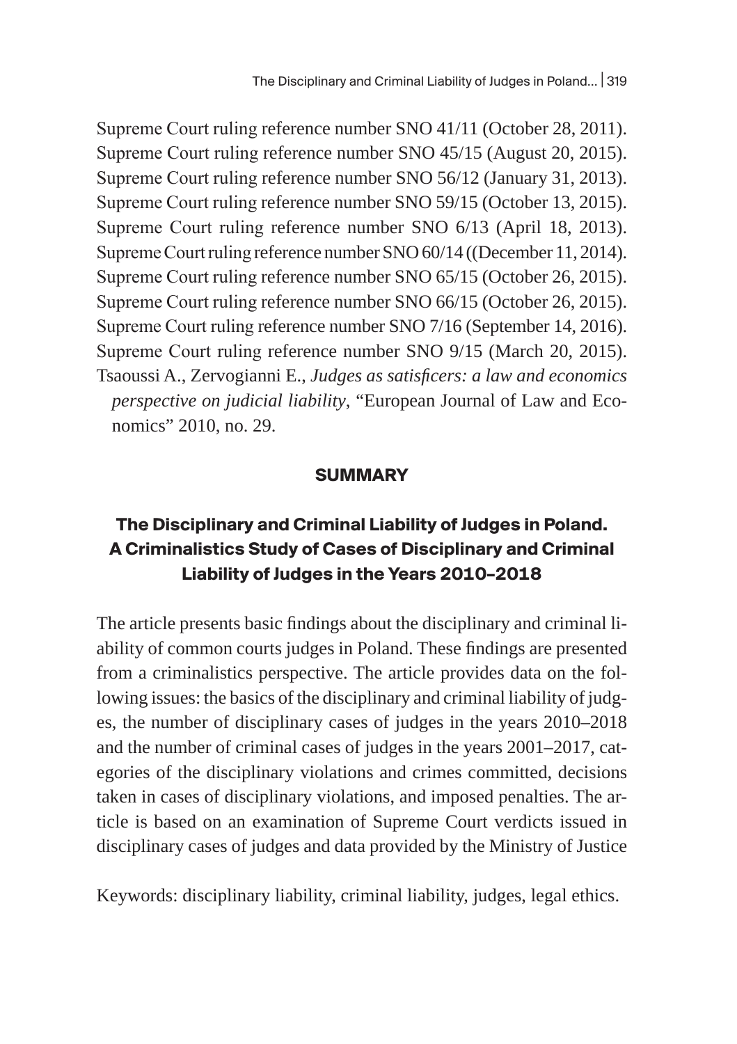Supreme Court ruling reference number SNO 41/11 (October 28, 2011).

Supreme Court ruling reference number SNO 45/15 (August 20, 2015).

Supreme Court ruling reference number SNO 56/12 (January 31, 2013).

Supreme Court ruling reference number SNO 59/15 (October 13, 2015).

Supreme Court ruling reference number SNO 6/13 (April 18, 2013).

Supreme Court ruling reference number SNO 60/14 ((December 11, 2014).

Supreme Court ruling reference number SNO 65/15 (October 26, 2015).

Supreme Court ruling reference number SNO 66/15 (October 26, 2015).

Supreme Court ruling reference number SNO 7/16 (September 14, 2016).

Supreme Court ruling reference number SNO 9/15 (March 20, 2015).

Tsaoussi A., Zervogianni E., *Judges as satisficers: a law and economics perspective on judicial liability*, "European Journal of Law and Economics" 2010, no. 29.

## SUMMARY

### The Disciplinary and Criminal Liability of Judges in Poland. A Criminalistics Study of Cases of Disciplinary and Criminal Liability of Judges in the Years 2010–2018

The article presents basic findings about the disciplinary and criminal liability of common courts judges in Poland. These findings are presented from a criminalistics perspective. The article provides data on the following issues: the basics of the disciplinary and criminal liability of judges, the number of disciplinary cases of judges in the years 2010–2018 and the number of criminal cases of judges in the years 2001–2017, categories of the disciplinary violations and crimes committed, decisions taken in cases of disciplinary violations, and imposed penalties. The article is based on an examination of Supreme Court verdicts issued in disciplinary cases of judges and data provided by the Ministry of Justice

Keywords: disciplinary liability, criminal liability, judges, legal ethics.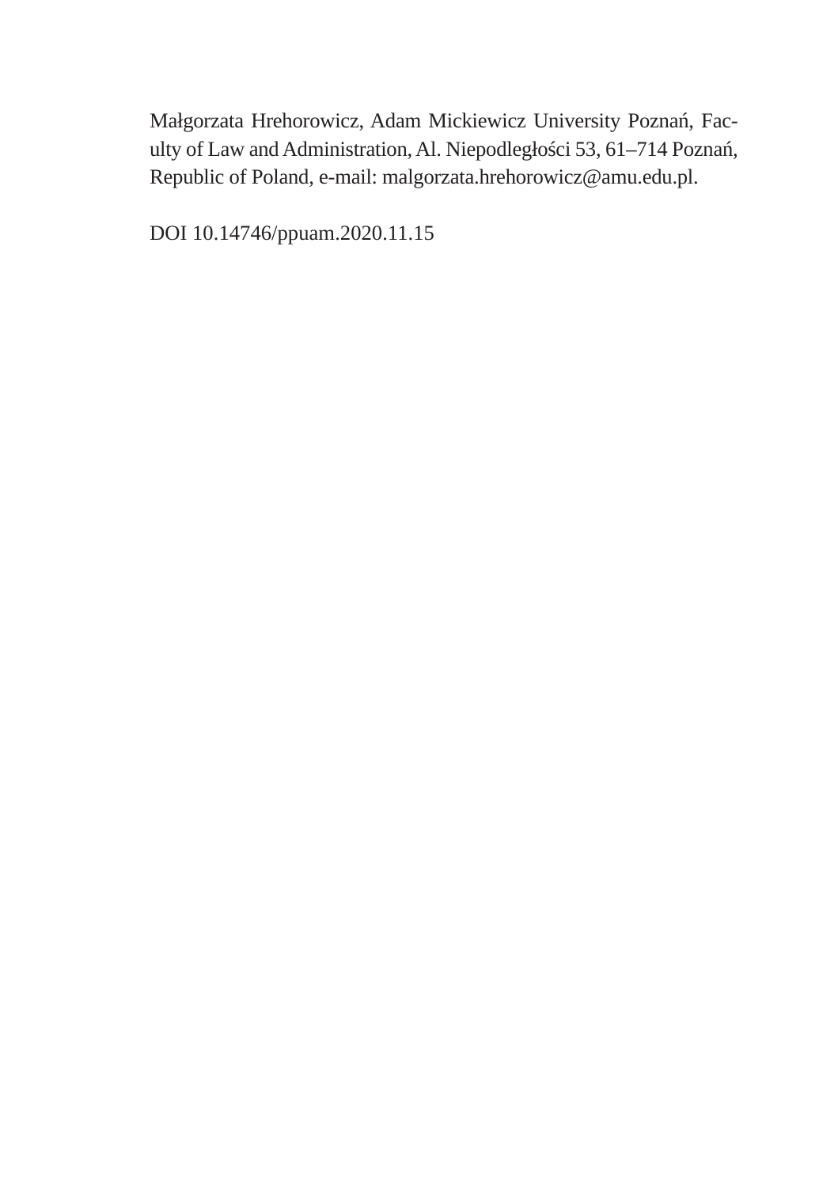Małgorzata Hrehorowicz, Adam Mickiewicz University Poznań, Faculty of Law and Administration, Al. Niepodległości 53, 61–714 Poznań, Republic of Poland, e-mail: malgorzata.hrehorowicz@amu.edu.pl.

DOI 10.14746/ppuam.2020.11.15